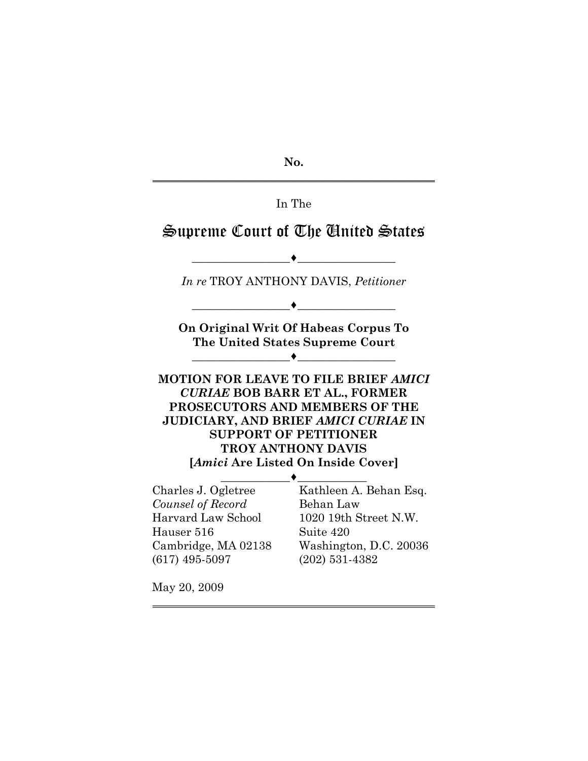**No.**

In The

# Supreme Court of The United States

---

*In re* TROY ANTHONY DAVIS, *Petitioner*

---

**On Original Writ Of Habeas Corpus To The United States Supreme Court**

---

**MOTION FOR LEAVE TO FILE BRIEF *AMICI CURIAE* BOB BARR ET AL., FORMER PROSECUTORS AND MEMBERS OF THE JUDICIARY, AND BRIEF *AMICI CURIAE* IN SUPPORT OF PETITIONER TROY ANTHONY DAVIS**
**[*Amici* Are Listed On Inside Cover]**

---

Charles J. Ogletree
*Counsel of Record*
Harvard Law School
Hauser 516
Cambridge, MA 02138
(617) 495-5097

Kathleen A. Behan Esq.
Behan Law
1020 19th Street N.W.
Suite 420
Washington, D.C. 20036
(202) 531-4382

May 20, 2009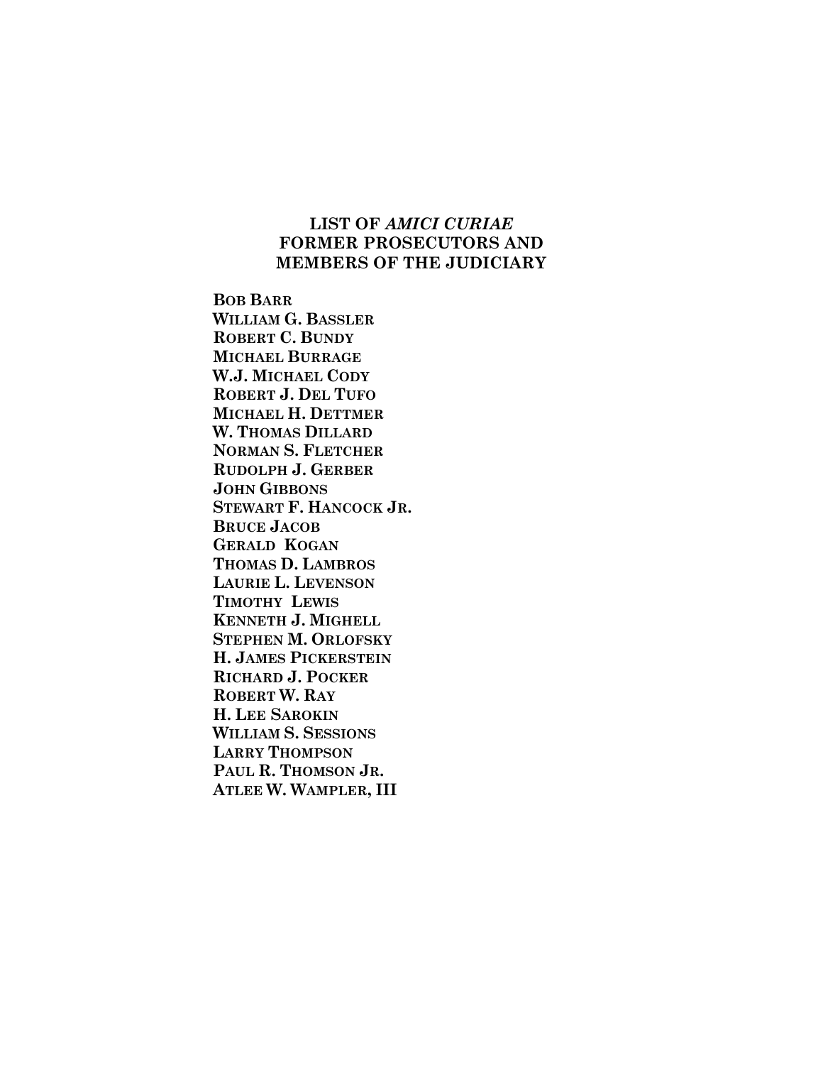## LIST OF *AMICI CURIAE* FORMER PROSECUTORS AND MEMBERS OF THE JUDICIARY

**BOB BARR**
**WILLIAM G. BASSLER**
**ROBERT C. BUNDY**
**MICHAEL BURRAGE**
**W.J. MICHAEL CODY**
**ROBERT J. DEL TUFO**
**MICHAEL H. DETTMER**
**W. THOMAS DILLARD**
**NORMAN S. FLETCHER**
**RUDOLPH J. GERBER**
**JOHN GIBBONS**
**STEWART F. HANCOCK JR.**
**BRUCE JACOB**
**GERALD KOGAN**
**THOMAS D. LAMBROS**
**LAURIE L. LEVENSON**
**TIMOTHY LEWIS**
**KENNETH J. MIGHELL**
**STEPHEN M. ORLOFSKY**
**H. JAMES PICKERSTEIN**
**RICHARD J. POCKER**
**ROBERT W. RAY**
**H. LEE SAROKIN**
**WILLIAM S. SESSIONS**
**LARRY THOMPSON**
**PAUL R. THOMSON JR.**
**ATLEE W. WAMPLER, III**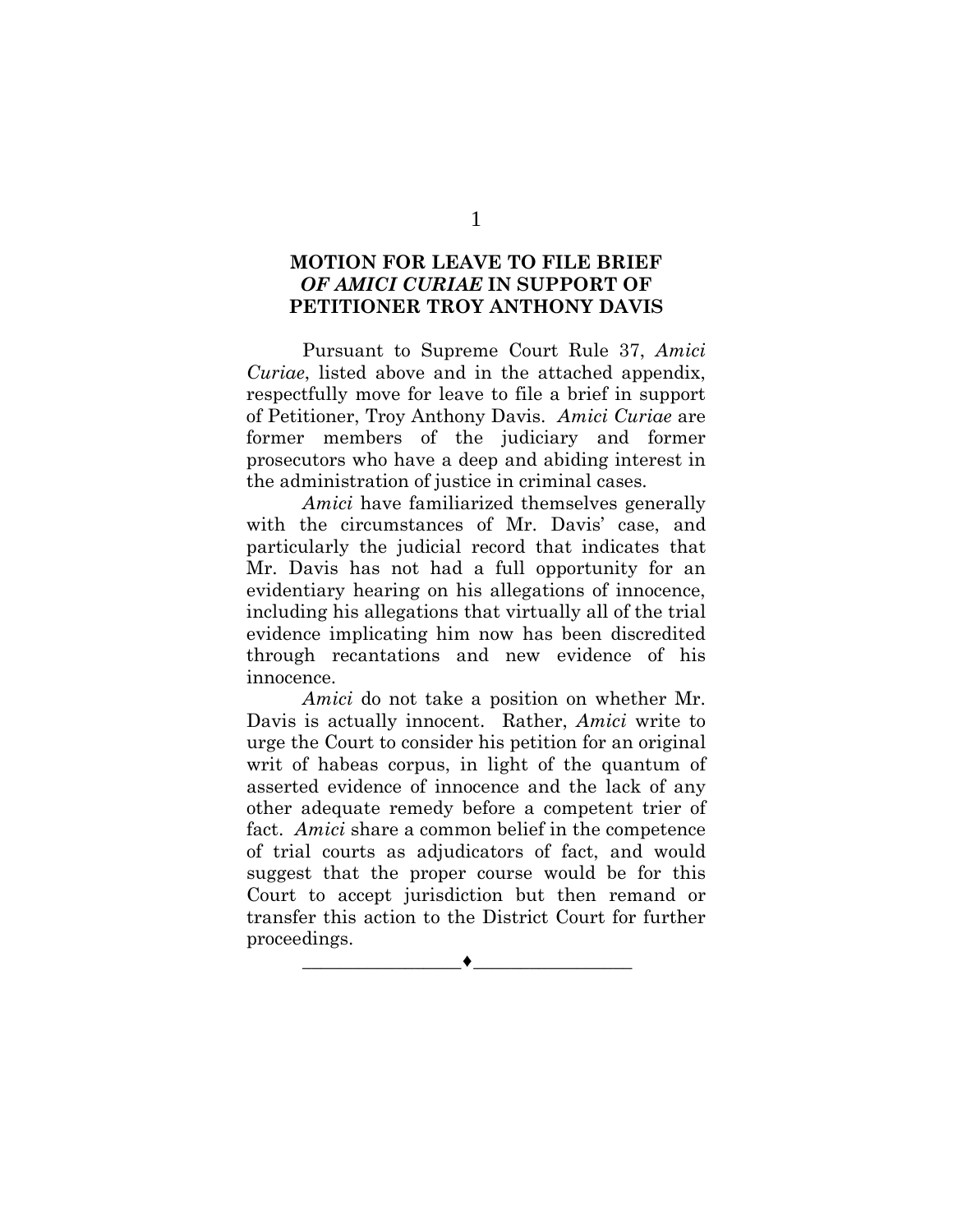## MOTION FOR LEAVE TO FILE BRIEF *OF AMICI CURIAE* IN SUPPORT OF PETITIONER TROY ANTHONY DAVIS

Pursuant to Supreme Court Rule 37, *Amici Curiae*, listed above and in the attached appendix, respectfully move for leave to file a brief in support of Petitioner, Troy Anthony Davis. *Amici Curiae* are former members of the judiciary and former prosecutors who have a deep and abiding interest in the administration of justice in criminal cases.

*Amici* have familiarized themselves generally with the circumstances of Mr. Davis' case, and particularly the judicial record that indicates that Mr. Davis has not had a full opportunity for an evidentiary hearing on his allegations of innocence, including his allegations that virtually all of the trial evidence implicating him now has been discredited through recantations and new evidence of his innocence.

*Amici* do not take a position on whether Mr. Davis is actually innocent. Rather, *Amici* write to urge the Court to consider his petition for an original writ of habeas corpus, in light of the quantum of asserted evidence of innocence and the lack of any other adequate remedy before a competent trier of fact. *Amici* share a common belief in the competence of trial courts as adjudicators of fact, and would suggest that the proper course would be for this Court to accept jurisdiction but then remand or transfer this action to the District Court for further proceedings.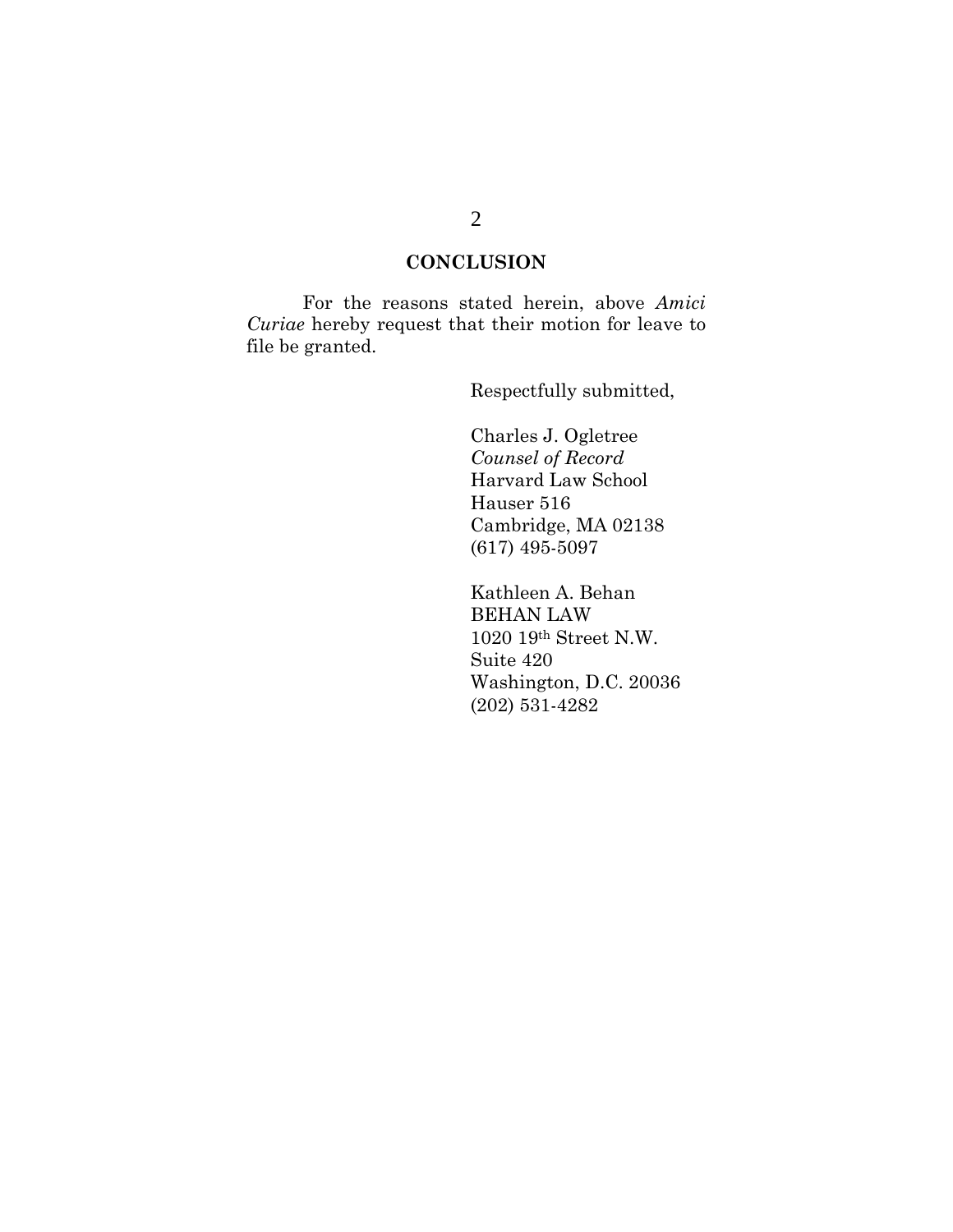## CONCLUSION

For the reasons stated herein, above *Amici Curiae* hereby request that their motion for leave to file be granted.

Respectfully submitted,

Charles J. Ogletree
*Counsel of Record*
Harvard Law School
Hauser 516
Cambridge, MA 02138
(617) 495-5097

Kathleen A. Behan
BEHAN LAW
1020 19th Street N.W.
Suite 420
Washington, D.C. 20036
(202) 531-4282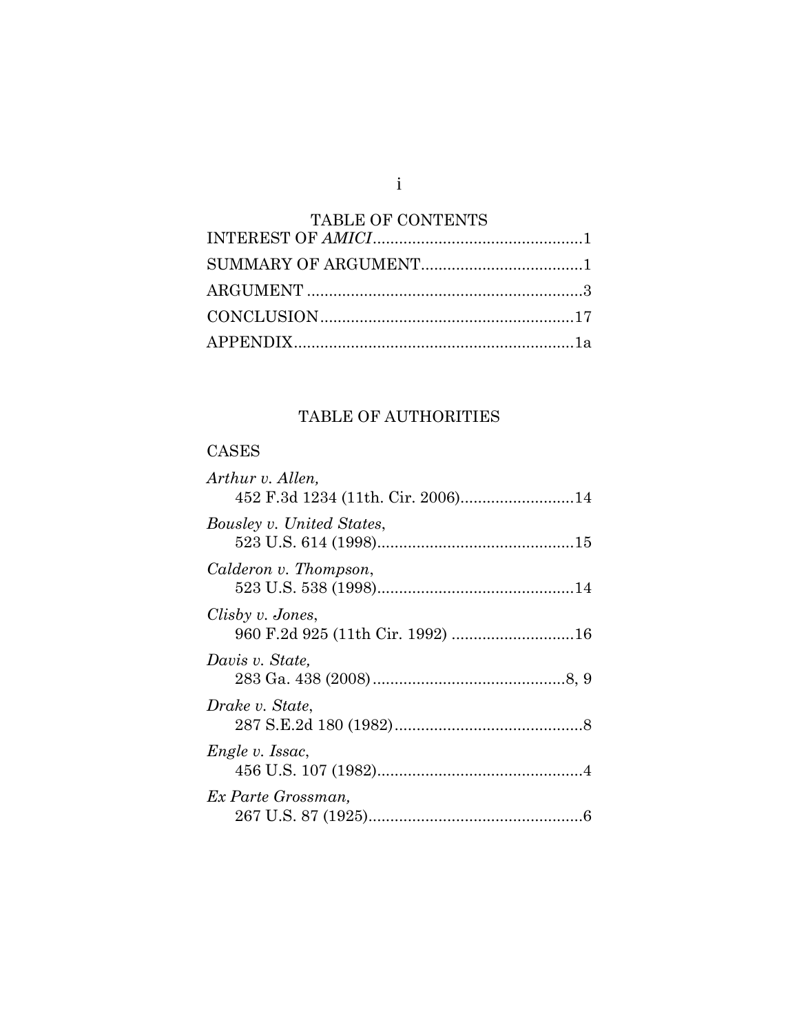## TABLE OF CONTENTS

INTEREST OF *AMICI*...............................................1

SUMMARY OF ARGUMENT.....................................1

ARGUMENT ...............................................................3

CONCLUSION..........................................................17

APPENDIX................................................................1a

## TABLE OF AUTHORITIES

### CASES

*Arthur v. Allen,*
452 F.3d 1234 (11th. Cir. 2006)..........................14

*Bousley v. United States*,
523 U.S. 614 (1998).............................................15

*Calderon v. Thompson*,
523 U.S. 538 (1998).............................................14

*Clisby v. Jones*,
960 F.2d 925 (11th Cir. 1992) ............................16

*Davis v. State,*
283 Ga. 438 (2008)............................................8, 9

*Drake v. State*,
287 S.E.2d 180 (1982)...........................................8

*Engle v. Issac*,
456 U.S. 107 (1982)...............................................4

*Ex Parte Grossman,*
267 U.S. 87 (1925).................................................6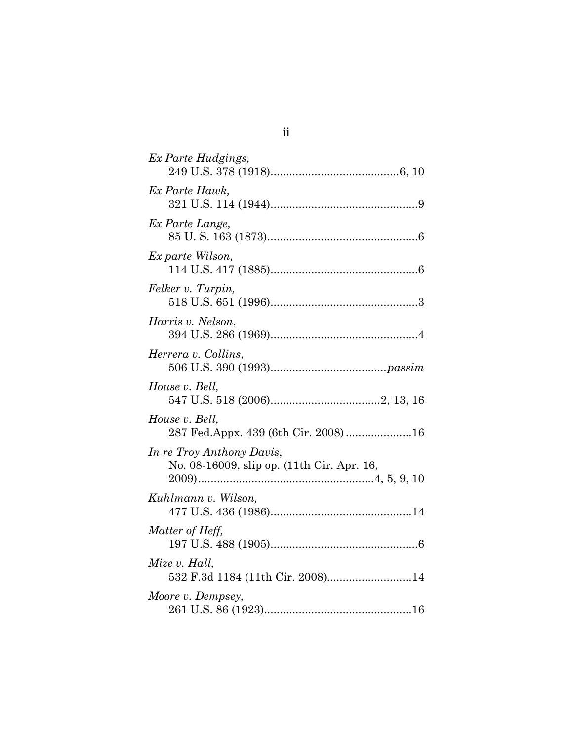*Ex Parte Hudgings*,
249 U.S. 378 (1918)........................................6, 10

*Ex Parte Hawk*,
321 U.S. 114 (1944)..............................................9

*Ex Parte Lange*,
85 U. S. 163 (1873)...............................................6

*Ex parte Wilson*,
114 U.S. 417 (1885)..............................................6

*Felker v. Turpin*,
518 U.S. 651 (1996)..............................................3

*Harris v. Nelson*,
394 U.S. 286 (1969)..............................................4

*Herrera v. Collins*,
506 U.S. 390 (1993)....................................*passim*

*House v. Bell*,
547 U.S. 518 (2006)..................................2, 13, 16

*House v. Bell*,
287 Fed.Appx. 439 (6th Cir. 2008) ....................16

*In re Troy Anthony Davis*,
No. 08-16009, slip op. (11th Cir. Apr. 16, 2009)......................................................4, 5, 9, 10

*Kuhlmann v. Wilson*,
477 U.S. 436 (1986)............................................14

*Matter of Heff*,
197 U.S. 488 (1905)..............................................6

*Mize v. Hall*,
532 F.3d 1184 (11th Cir. 2008)..........................14

*Moore v. Dempsey*,
261 U.S. 86 (1923)..............................................16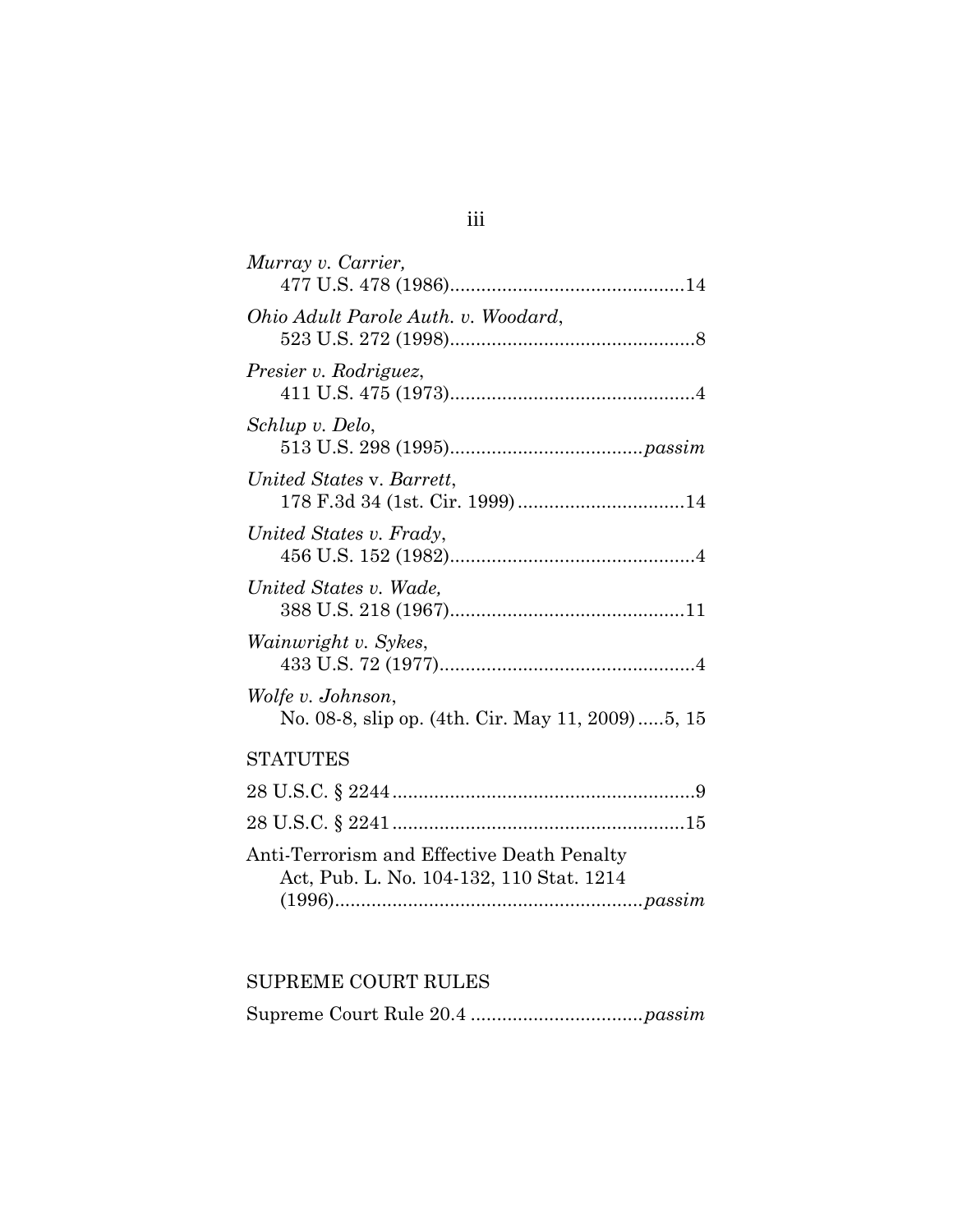*Murray v. Carrier,*
477 U.S. 478 (1986).............................................14

*Ohio Adult Parole Auth. v. Woodard*,
523 U.S. 272 (1998)...............................................8

*Presier v. Rodriguez*,
411 U.S. 475 (1973)...............................................4

*Schlup v. Delo*,
513 U.S. 298 (1995).....................................*passim*

*United States* v. *Barrett*,
178 F.3d 34 (1st. Cir. 1999) ................................14

*United States v. Frady*,
456 U.S. 152 (1982)...............................................4

*United States v. Wade,*
388 U.S. 218 (1967).............................................11

*Wainwright v. Sykes*,
433 U.S. 72 (1977).................................................4

*Wolfe v. Johnson*,
No. 08-8, slip op. (4th. Cir. May 11, 2009).....5, 15

## STATUTES

28 U.S.C. § 2244..........................................................9

28 U.S.C. § 2241........................................................15

Anti-Terrorism and Effective Death Penalty Act, Pub. L. No. 104-132, 110 Stat. 1214 (1996)...........................................................*passim*

## SUPREME COURT RULES

Supreme Court Rule 20.4 .................................*passim*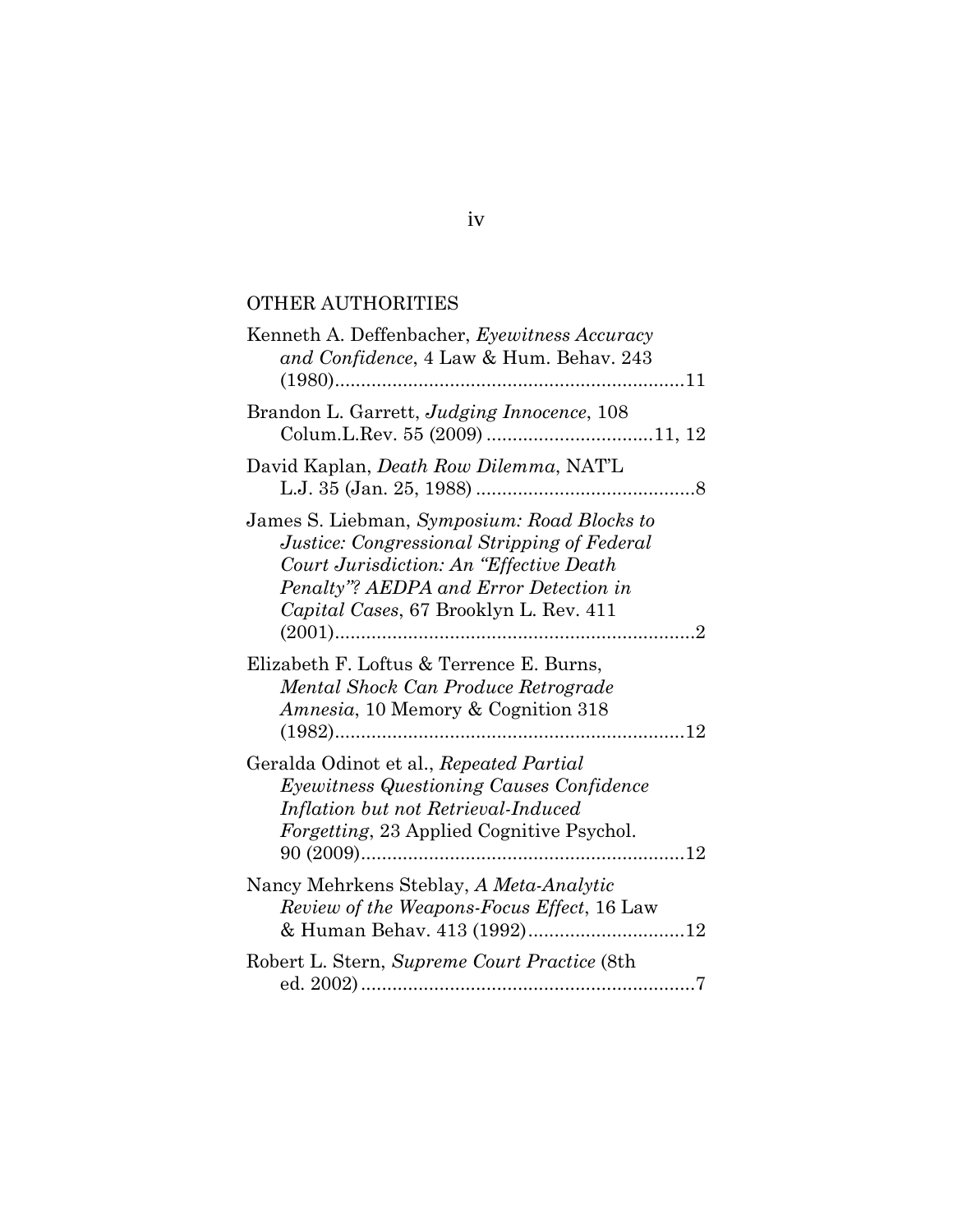## OTHER AUTHORITIES

Kenneth A. Deffenbacher, *Eyewitness Accuracy and Confidence*, 4 Law & Hum. Behav. 243 (1980)....................................................................11

Brandon L. Garrett, *Judging Innocence*, 108 Colum.L.Rev. 55 (2009) ................................11, 12

David Kaplan, *Death Row Dilemma*, NAT'L L.J. 35 (Jan. 25, 1988) ..........................................8

James S. Liebman, *Symposium: Road Blocks to Justice: Congressional Stripping of Federal Court Jurisdiction: An "Effective Death Penalty"? AEDPA and Error Detection in Capital Cases*, 67 Brooklyn L. Rev. 411 (2001)......................................................................2

Elizabeth F. Loftus & Terrence E. Burns, *Mental Shock Can Produce Retrograde Amnesia*, 10 Memory & Cognition 318 (1982)....................................................................12

Geralda Odinot et al., *Repeated Partial Eyewitness Questioning Causes Confidence Inflation but not Retrieval-Induced Forgetting*, 23 Applied Cognitive Psychol. 90 (2009)...............................................................12

Nancy Mehrkens Steblay, *A Meta-Analytic Review of the Weapons-Focus Effect*, 16 Law & Human Behav. 413 (1992)..............................12

Robert L. Stern, *Supreme Court Practice* (8th ed. 2002)..................................................................7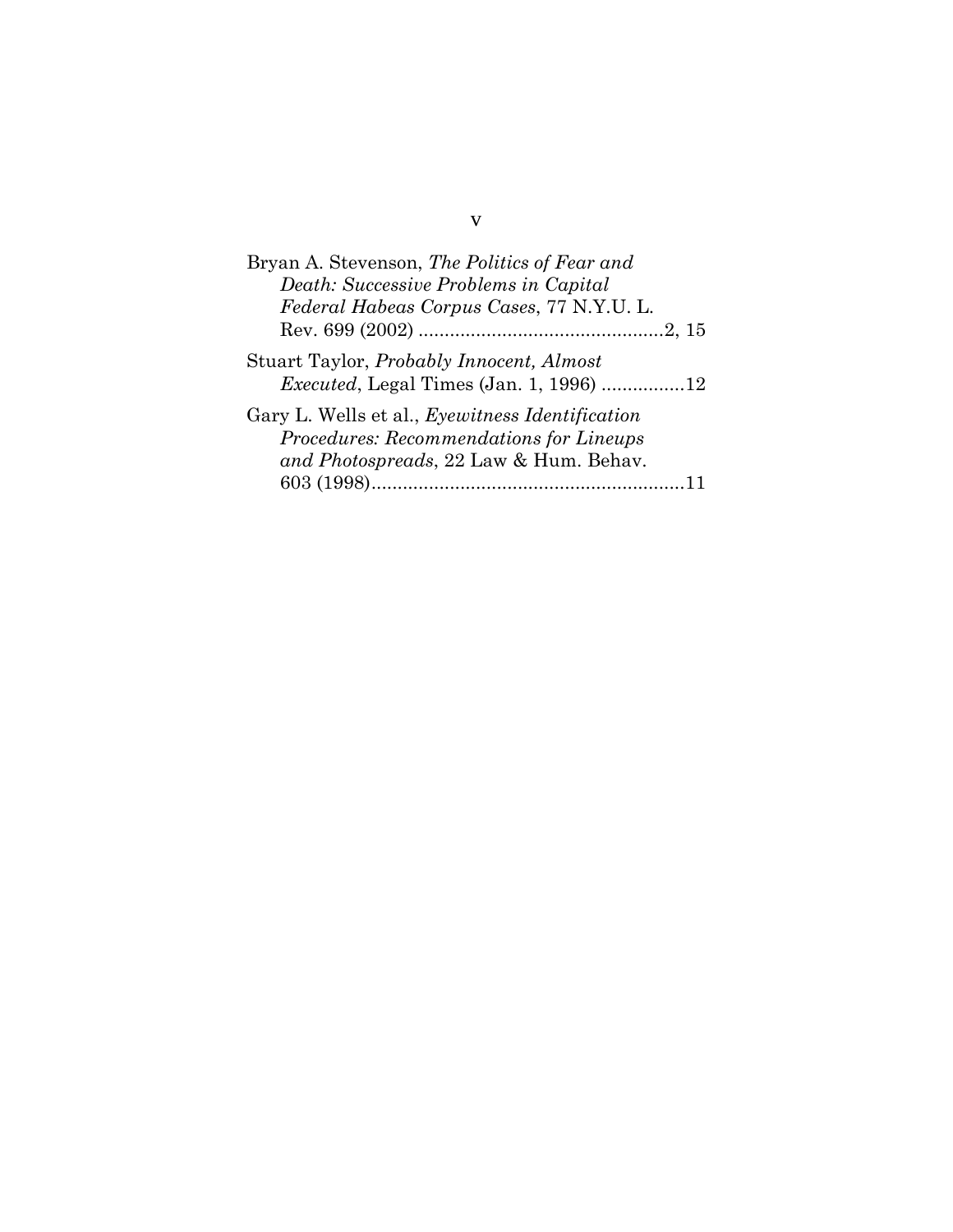Bryan A. Stevenson, *The Politics of Fear and Death: Successive Problems in Capital Federal Habeas Corpus Cases*, 77 N.Y.U. L. Rev. 699 (2002) ...............................................2, 15

Stuart Taylor, *Probably Innocent, Almost Executed*, Legal Times (Jan. 1, 1996) ................12

Gary L. Wells et al., *Eyewitness Identification Procedures: Recommendations for Lineups and Photospreads*, 22 Law & Hum. Behav. 603 (1998)............................................................11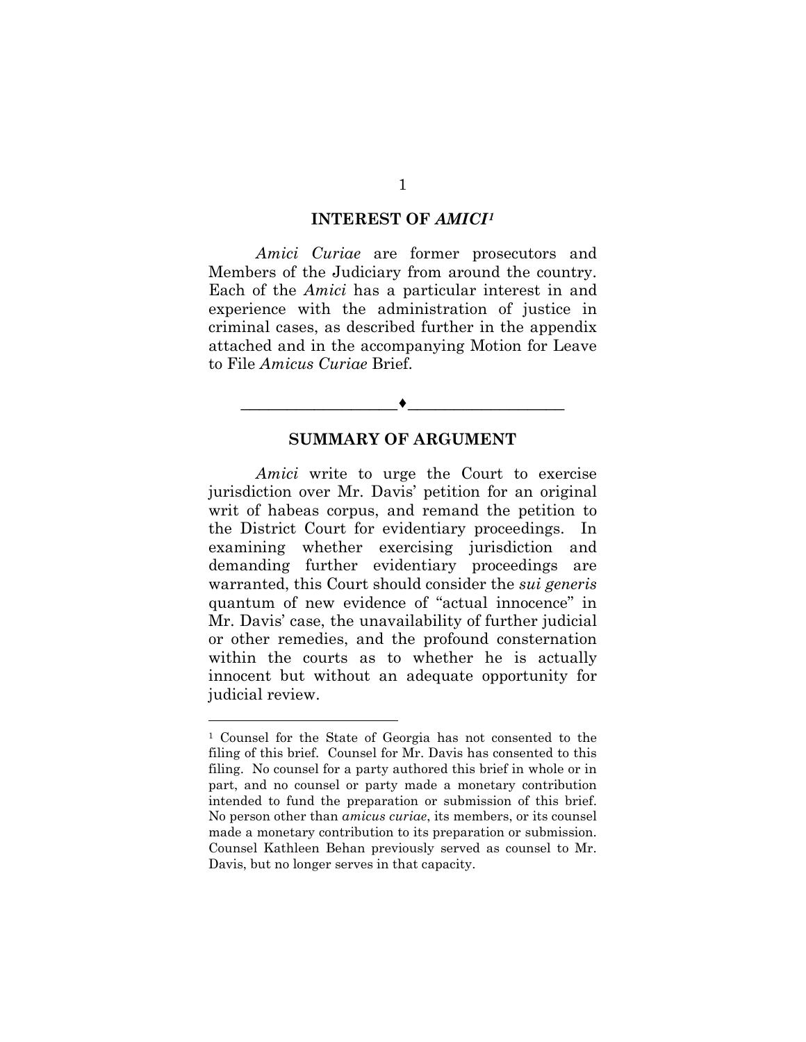## INTEREST OF *AMICI*[1]

*Amici Curiae* are former prosecutors and Members of the Judiciary from around the country. Each of the *Amici* has a particular interest in and experience with the administration of justice in criminal cases, as described further in the appendix attached and in the accompanying Motion for Leave to File *Amicus Curiae* Brief.

---

## SUMMARY OF ARGUMENT

*Amici* write to urge the Court to exercise jurisdiction over Mr. Davis' petition for an original writ of habeas corpus, and remand the petition to the District Court for evidentiary proceedings. In examining whether exercising jurisdiction and demanding further evidentiary proceedings are warranted, this Court should consider the *sui generis* quantum of new evidence of "actual innocence" in Mr. Davis' case, the unavailability of further judicial or other remedies, and the profound consternation within the courts as to whether he is actually innocent but without an adequate opportunity for judicial review.

---

[1] Counsel for the State of Georgia has not consented to the filing of this brief. Counsel for Mr. Davis has consented to this filing. No counsel for a party authored this brief in whole or in part, and no counsel or party made a monetary contribution intended to fund the preparation or submission of this brief. No person other than *amicus curiae*, its members, or its counsel made a monetary contribution to its preparation or submission. Counsel Kathleen Behan previously served as counsel to Mr. Davis, but no longer serves in that capacity.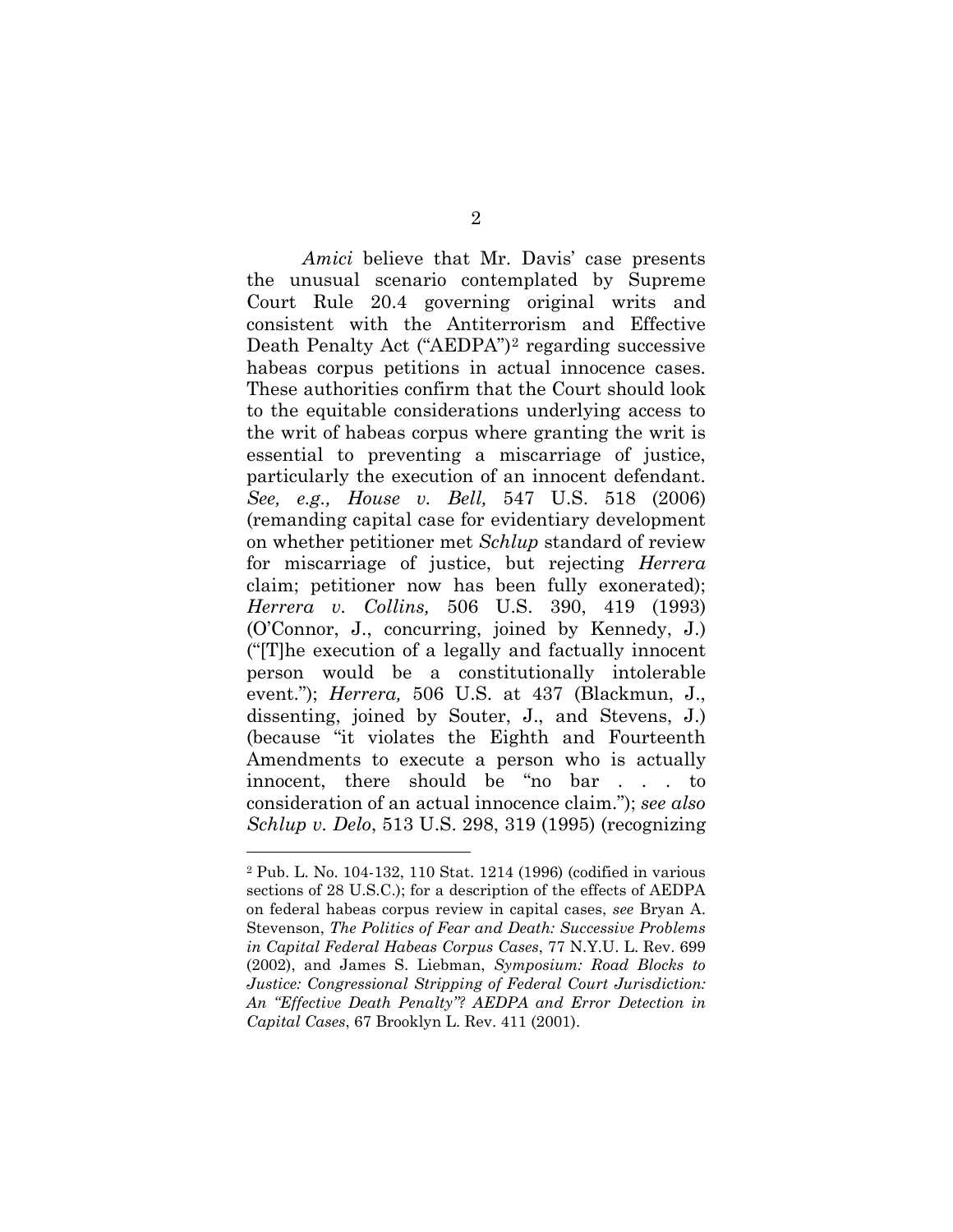*Amici* believe that Mr. Davis' case presents the unusual scenario contemplated by Supreme Court Rule 20.4 governing original writs and consistent with the Antiterrorism and Effective Death Penalty Act ("AEDPA")[2] regarding successive habeas corpus petitions in actual innocence cases. These authorities confirm that the Court should look to the equitable considerations underlying access to the writ of habeas corpus where granting the writ is essential to preventing a miscarriage of justice, particularly the execution of an innocent defendant. *See, e.g., House v. Bell,* 547 U.S. 518 (2006) (remanding capital case for evidentiary development on whether petitioner met *Schlup* standard of review for miscarriage of justice, but rejecting *Herrera* claim; petitioner now has been fully exonerated); *Herrera v. Collins,* 506 U.S. 390, 419 (1993) (O'Connor, J., concurring, joined by Kennedy, J.) ("[T]he execution of a legally and factually innocent person would be a constitutionally intolerable event."); *Herrera,* 506 U.S. at 437 (Blackmun, J., dissenting, joined by Souter, J., and Stevens, J.) (because "it violates the Eighth and Fourteenth Amendments to execute a person who is actually innocent, there should be "no bar . . . to consideration of an actual innocence claim."); *see also Schlup v. Delo*, 513 U.S. 298, 319 (1995) (recognizing

---

[2] Pub. L. No. 104-132, 110 Stat. 1214 (1996) (codified in various sections of 28 U.S.C.); for a description of the effects of AEDPA on federal habeas corpus review in capital cases, *see* Bryan A. Stevenson, *The Politics of Fear and Death: Successive Problems in Capital Federal Habeas Corpus Cases*, 77 N.Y.U. L. Rev. 699 (2002), and James S. Liebman, *Symposium: Road Blocks to Justice: Congressional Stripping of Federal Court Jurisdiction: An "Effective Death Penalty"? AEDPA and Error Detection in Capital Cases*, 67 Brooklyn L. Rev. 411 (2001).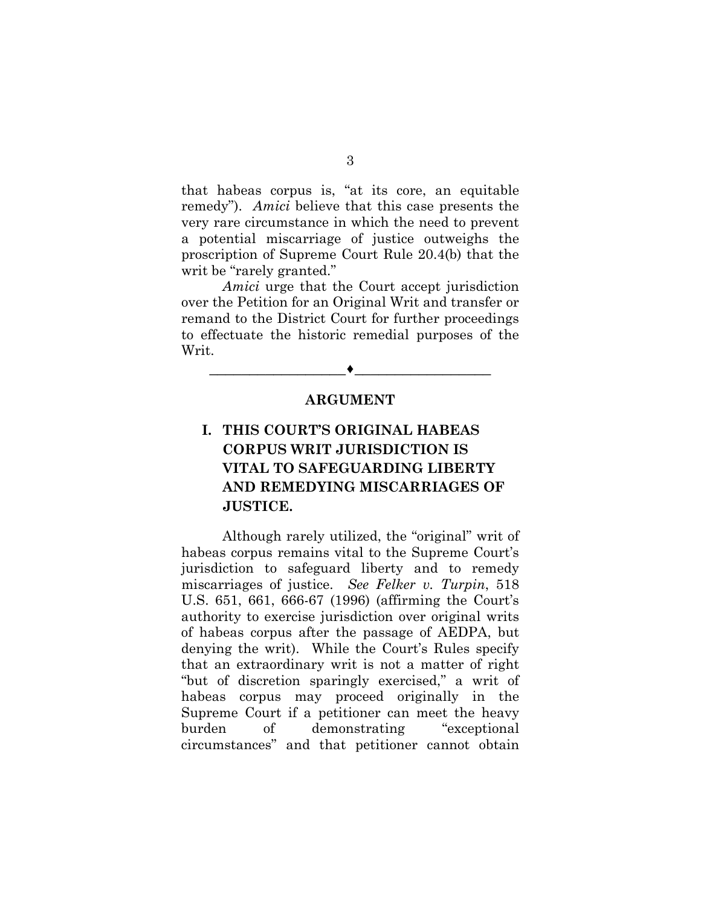that habeas corpus is, "at its core, an equitable remedy"). *Amici* believe that this case presents the very rare circumstance in which the need to prevent a potential miscarriage of justice outweighs the proscription of Supreme Court Rule 20.4(b) that the writ be "rarely granted."

*Amici* urge that the Court accept jurisdiction over the Petition for an Original Writ and transfer or remand to the District Court for further proceedings to effectuate the historic remedial purposes of the Writ.

---

## ARGUMENT

### I. THIS COURT'S ORIGINAL HABEAS CORPUS WRIT JURISDICTION IS VITAL TO SAFEGUARDING LIBERTY AND REMEDYING MISCARRIAGES OF JUSTICE.

Although rarely utilized, the "original" writ of habeas corpus remains vital to the Supreme Court's jurisdiction to safeguard liberty and to remedy miscarriages of justice. *See Felker v. Turpin*, 518 U.S. 651, 661, 666-67 (1996) (affirming the Court's authority to exercise jurisdiction over original writs of habeas corpus after the passage of AEDPA, but denying the writ). While the Court's Rules specify that an extraordinary writ is not a matter of right "but of discretion sparingly exercised," a writ of habeas corpus may proceed originally in the Supreme Court if a petitioner can meet the heavy burden of demonstrating "exceptional circumstances" and that petitioner cannot obtain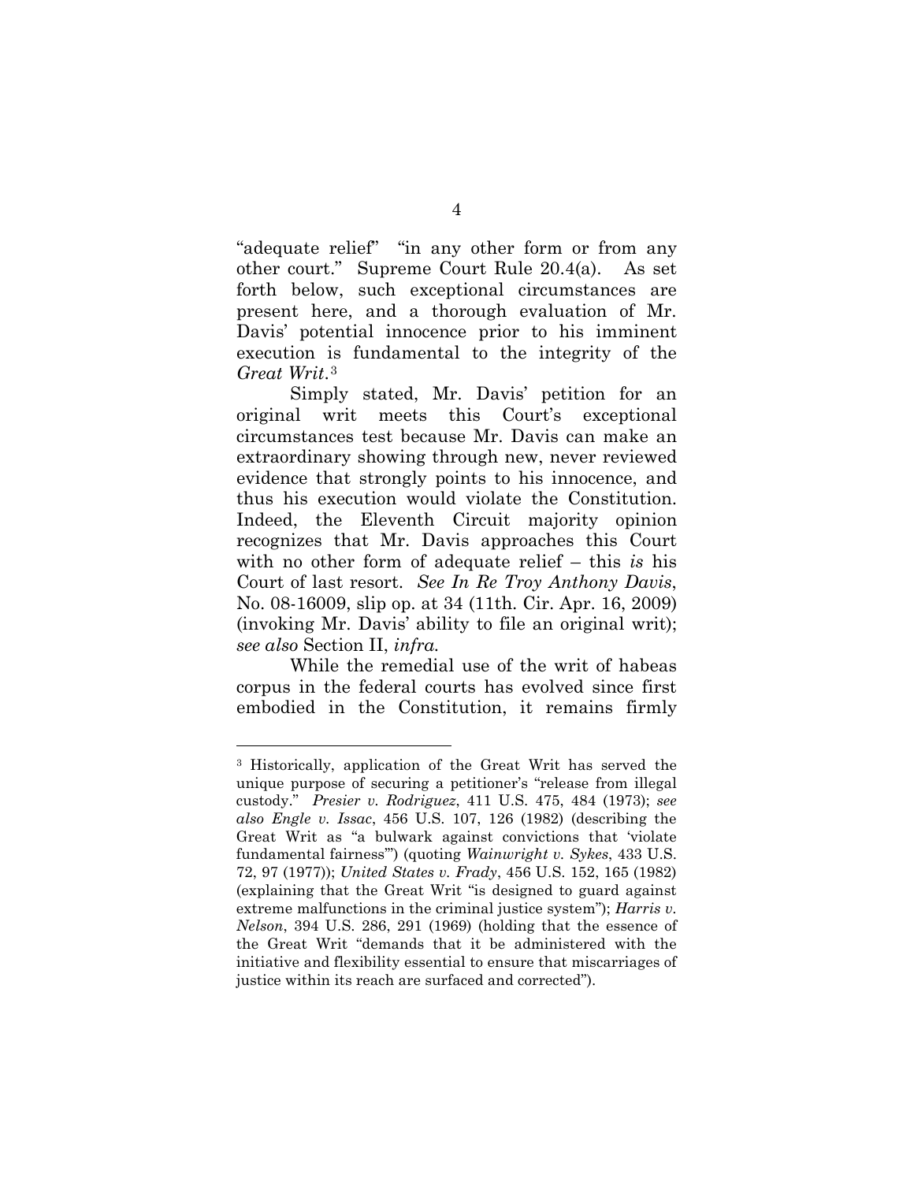"adequate relief" "in any other form or from any other court." Supreme Court Rule 20.4(a). As set forth below, such exceptional circumstances are present here, and a thorough evaluation of Mr. Davis' potential innocence prior to his imminent execution is fundamental to the integrity of the *Great Writ*.[3]

Simply stated, Mr. Davis' petition for an original writ meets this Court's exceptional circumstances test because Mr. Davis can make an extraordinary showing through new, never reviewed evidence that strongly points to his innocence, and thus his execution would violate the Constitution. Indeed, the Eleventh Circuit majority opinion recognizes that Mr. Davis approaches this Court with no other form of adequate relief – this *is* his Court of last resort. *See In Re Troy Anthony Davis*, No. 08-16009, slip op. at 34 (11th. Cir. Apr. 16, 2009) (invoking Mr. Davis' ability to file an original writ); *see also* Section II, *infra.*

While the remedial use of the writ of habeas corpus in the federal courts has evolved since first embodied in the Constitution, it remains firmly

---

[3] Historically, application of the Great Writ has served the unique purpose of securing a petitioner's "release from illegal custody." *Presier v. Rodriguez*, 411 U.S. 475, 484 (1973); *see also Engle v. Issac*, 456 U.S. 107, 126 (1982) (describing the Great Writ as "a bulwark against convictions that 'violate fundamental fairness'") (quoting *Wainwright v. Sykes*, 433 U.S. 72, 97 (1977)); *United States v. Frady*, 456 U.S. 152, 165 (1982) (explaining that the Great Writ "is designed to guard against extreme malfunctions in the criminal justice system"); *Harris v. Nelson*, 394 U.S. 286, 291 (1969) (holding that the essence of the Great Writ "demands that it be administered with the initiative and flexibility essential to ensure that miscarriages of justice within its reach are surfaced and corrected").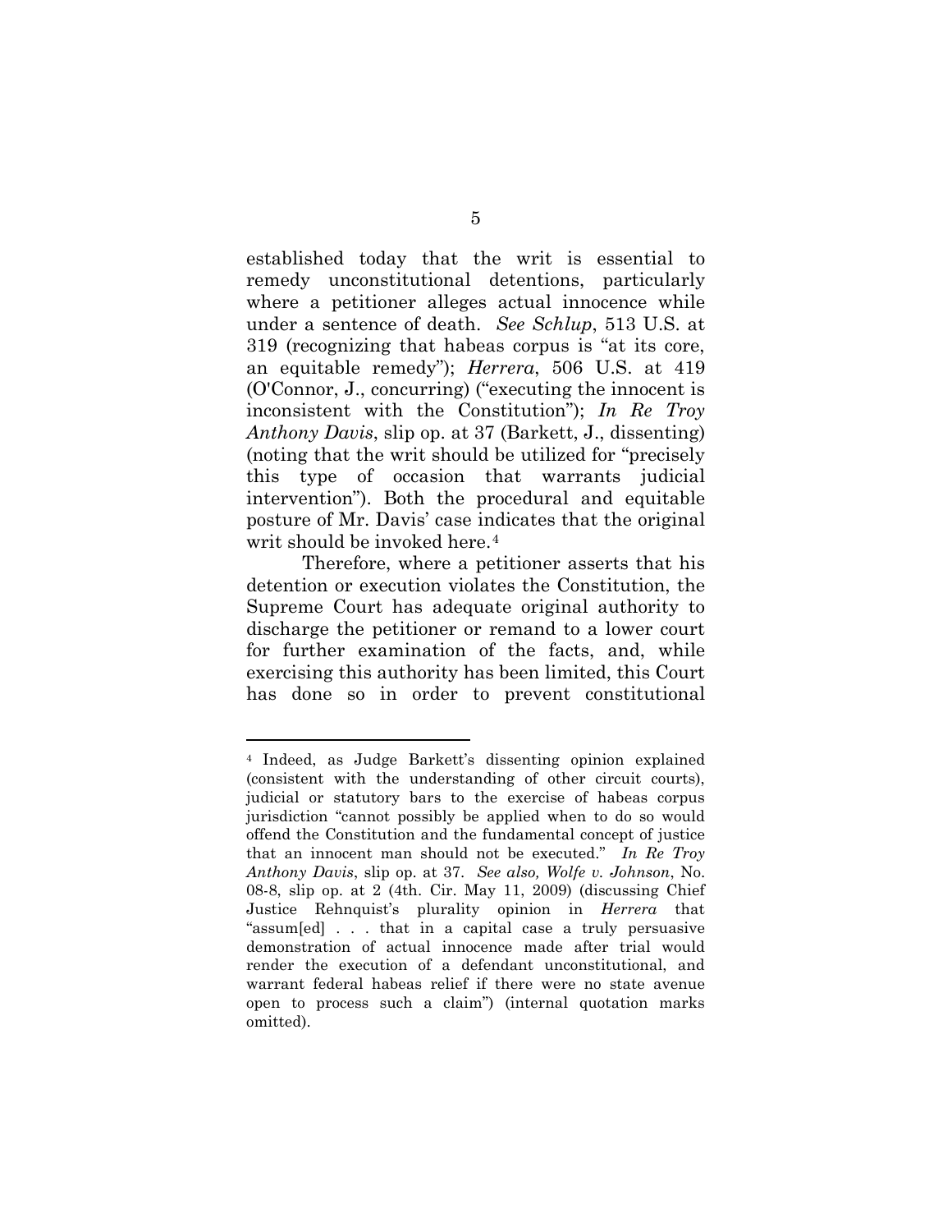established today that the writ is essential to remedy unconstitutional detentions, particularly where a petitioner alleges actual innocence while under a sentence of death. *See Schlup*, 513 U.S. at 319 (recognizing that habeas corpus is "at its core, an equitable remedy"); *Herrera*, 506 U.S. at 419 (O'Connor, J., concurring) ("executing the innocent is inconsistent with the Constitution"); *In Re Troy Anthony Davis*, slip op. at 37 (Barkett, J., dissenting) (noting that the writ should be utilized for "precisely this type of occasion that warrants judicial intervention"). Both the procedural and equitable posture of Mr. Davis' case indicates that the original writ should be invoked here.[4]

Therefore, where a petitioner asserts that his detention or execution violates the Constitution, the Supreme Court has adequate original authority to discharge the petitioner or remand to a lower court for further examination of the facts, and, while exercising this authority has been limited, this Court has done so in order to prevent constitutional

---

[4] Indeed, as Judge Barkett's dissenting opinion explained (consistent with the understanding of other circuit courts), judicial or statutory bars to the exercise of habeas corpus jurisdiction "cannot possibly be applied when to do so would offend the Constitution and the fundamental concept of justice that an innocent man should not be executed." *In Re Troy Anthony Davis*, slip op. at 37. *See also, Wolfe v. Johnson*, No. 08-8, slip op. at 2 (4th. Cir. May 11, 2009) (discussing Chief Justice Rehnquist's plurality opinion in *Herrera* that "assum[ed] . . . that in a capital case a truly persuasive demonstration of actual innocence made after trial would render the execution of a defendant unconstitutional, and warrant federal habeas relief if there were no state avenue open to process such a claim") (internal quotation marks omitted).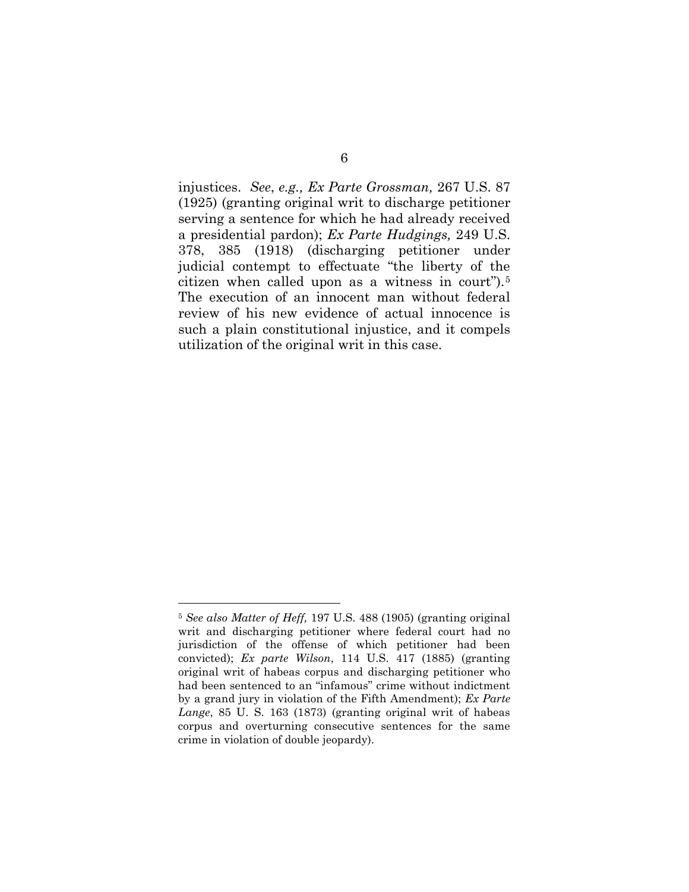injustices. *See*, *e.g., Ex Parte Grossman,* 267 U.S. 87 (1925) (granting original writ to discharge petitioner serving a sentence for which he had already received a presidential pardon); *Ex Parte Hudgings,* 249 U.S. 378, 385 (1918) (discharging petitioner under judicial contempt to effectuate "the liberty of the citizen when called upon as a witness in court").[5] The execution of an innocent man without federal review of his new evidence of actual innocence is such a plain constitutional injustice, and it compels utilization of the original writ in this case.

---

[5] *See also Matter of Heff,* 197 U.S. 488 (1905) (granting original writ and discharging petitioner where federal court had no jurisdiction of the offense of which petitioner had been convicted); *Ex parte Wilson*, 114 U.S. 417 (1885) (granting original writ of habeas corpus and discharging petitioner who had been sentenced to an "infamous" crime without indictment by a grand jury in violation of the Fifth Amendment); *Ex Parte Lange*, 85 U. S. 163 (1873) (granting original writ of habeas corpus and overturning consecutive sentences for the same crime in violation of double jeopardy).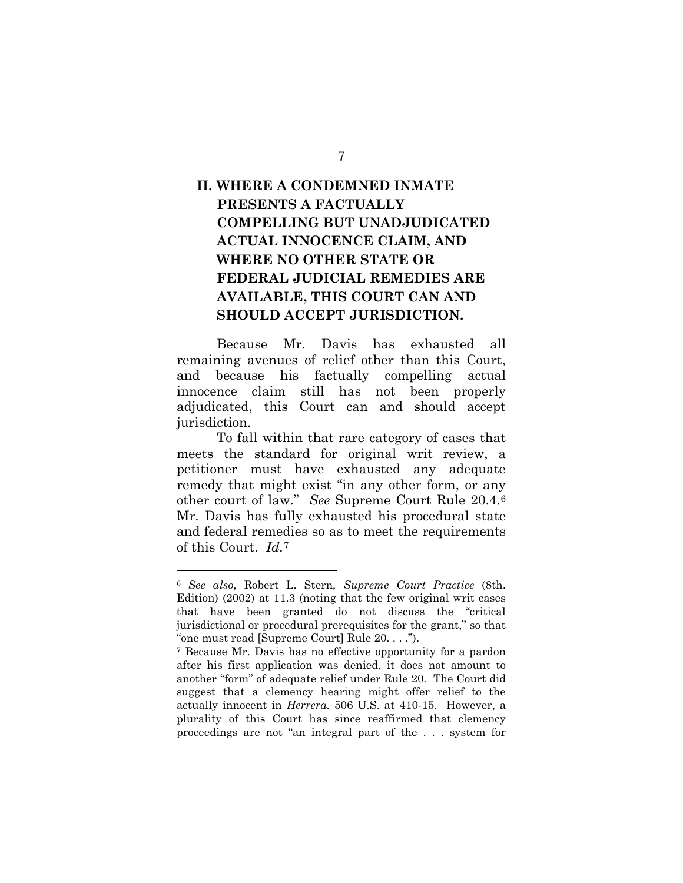## II. WHERE A CONDEMNED INMATE PRESENTS A FACTUALLY COMPELLING BUT UNADJUDICATED ACTUAL INNOCENCE CLAIM, AND WHERE NO OTHER STATE OR FEDERAL JUDICIAL REMEDIES ARE AVAILABLE, THIS COURT CAN AND SHOULD ACCEPT JURISDICTION.

Because Mr. Davis has exhausted all remaining avenues of relief other than this Court, and because his factually compelling actual innocence claim still has not been properly adjudicated, this Court can and should accept jurisdiction.

To fall within that rare category of cases that meets the standard for original writ review, a petitioner must have exhausted any adequate remedy that might exist "in any other form, or any other court of law." *See* Supreme Court Rule 20.4.[6] Mr. Davis has fully exhausted his procedural state and federal remedies so as to meet the requirements of this Court. *Id.*[7]

---

[6] *See also,* Robert L. Stern*, Supreme Court Practice* (8th. Edition) (2002) at 11.3 (noting that the few original writ cases that have been granted do not discuss the "critical jurisdictional or procedural prerequisites for the grant," so that "one must read [Supreme Court] Rule 20. . . .").

[7] Because Mr. Davis has no effective opportunity for a pardon after his first application was denied, it does not amount to another "form" of adequate relief under Rule 20. The Court did suggest that a clemency hearing might offer relief to the actually innocent in *Herrera.* 506 U.S. at 410-15. However, a plurality of this Court has since reaffirmed that clemency proceedings are not "an integral part of the . . . system for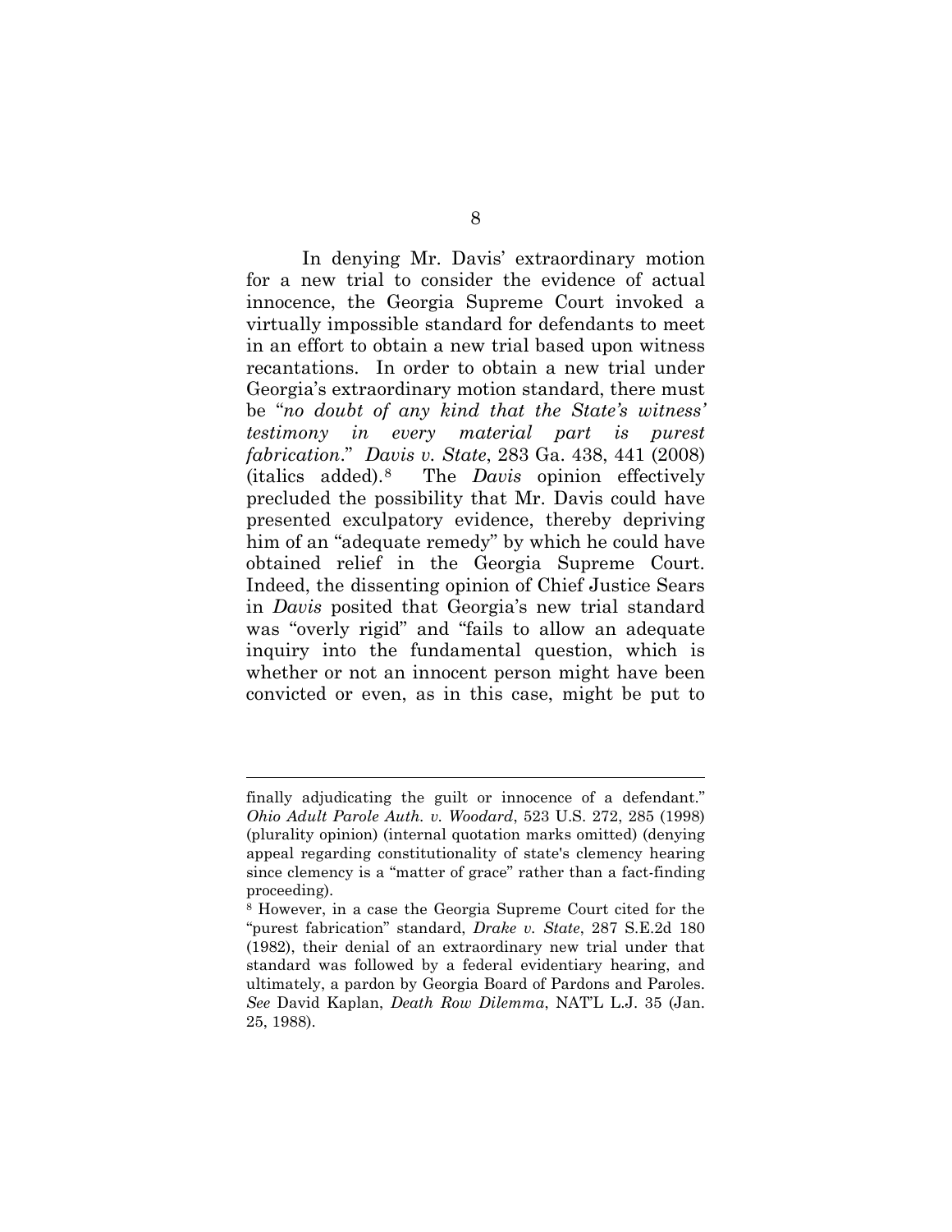In denying Mr. Davis' extraordinary motion for a new trial to consider the evidence of actual innocence, the Georgia Supreme Court invoked a virtually impossible standard for defendants to meet in an effort to obtain a new trial based upon witness recantations. In order to obtain a new trial under Georgia's extraordinary motion standard, there must be "*no doubt of any kind that the State's witness' testimony in every material part is purest fabrication*." *Davis v. State*, 283 Ga. 438, 441 (2008) (italics added).[8] The *Davis* opinion effectively precluded the possibility that Mr. Davis could have presented exculpatory evidence, thereby depriving him of an "adequate remedy" by which he could have obtained relief in the Georgia Supreme Court. Indeed, the dissenting opinion of Chief Justice Sears in *Davis* posited that Georgia's new trial standard was "overly rigid" and "fails to allow an adequate inquiry into the fundamental question, which is whether or not an innocent person might have been convicted or even, as in this case, might be put to

---

finally adjudicating the guilt or innocence of a defendant." *Ohio Adult Parole Auth. v. Woodard*, 523 U.S. 272, 285 (1998) (plurality opinion) (internal quotation marks omitted) (denying appeal regarding constitutionality of state's clemency hearing since clemency is a "matter of grace" rather than a fact-finding proceeding).

[8] However, in a case the Georgia Supreme Court cited for the "purest fabrication" standard, *Drake v. State*, 287 S.E.2d 180 (1982), their denial of an extraordinary new trial under that standard was followed by a federal evidentiary hearing, and ultimately, a pardon by Georgia Board of Pardons and Paroles. *See* David Kaplan, *Death Row Dilemma*, NAT'L L.J. 35 (Jan. 25, 1988).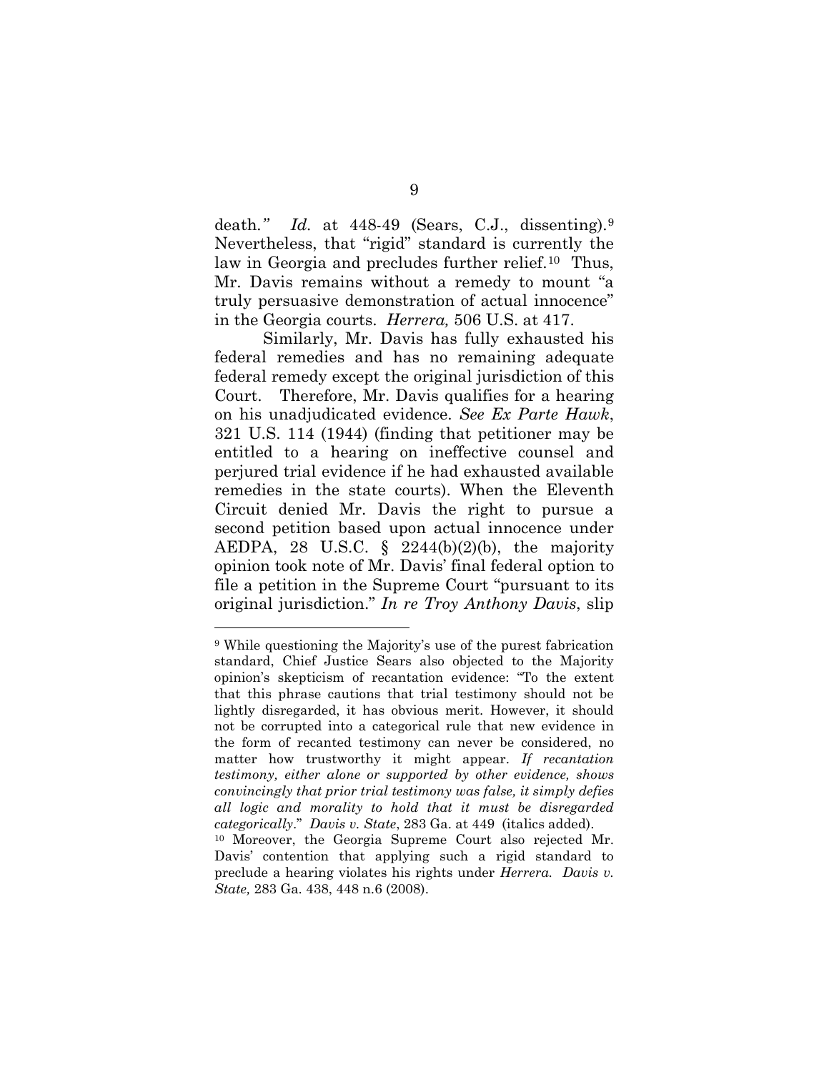death." *Id.* at 448-49 (Sears, C.J., dissenting).[9] Nevertheless, that "rigid" standard is currently the law in Georgia and precludes further relief.[10] Thus, Mr. Davis remains without a remedy to mount "a truly persuasive demonstration of actual innocence" in the Georgia courts. *Herrera,* 506 U.S. at 417.

Similarly, Mr. Davis has fully exhausted his federal remedies and has no remaining adequate federal remedy except the original jurisdiction of this Court. Therefore, Mr. Davis qualifies for a hearing on his unadjudicated evidence. *See Ex Parte Hawk*, 321 U.S. 114 (1944) (finding that petitioner may be entitled to a hearing on ineffective counsel and perjured trial evidence if he had exhausted available remedies in the state courts). When the Eleventh Circuit denied Mr. Davis the right to pursue a second petition based upon actual innocence under AEDPA, 28 U.S.C. § 2244(b)(2)(b), the majority opinion took note of Mr. Davis' final federal option to file a petition in the Supreme Court "pursuant to its original jurisdiction." *In re Troy Anthony Davis*, slip

---

[9] While questioning the Majority's use of the purest fabrication standard, Chief Justice Sears also objected to the Majority opinion's skepticism of recantation evidence: "To the extent that this phrase cautions that trial testimony should not be lightly disregarded, it has obvious merit. However, it should not be corrupted into a categorical rule that new evidence in the form of recanted testimony can never be considered, no matter how trustworthy it might appear. *If recantation testimony, either alone or supported by other evidence, shows convincingly that prior trial testimony was false, it simply defies all logic and morality to hold that it must be disregarded categorically*." *Davis v. State*, 283 Ga. at 449 (italics added).

[10] Moreover, the Georgia Supreme Court also rejected Mr. Davis' contention that applying such a rigid standard to preclude a hearing violates his rights under *Herrera. Davis v. State,* 283 Ga. 438, 448 n.6 (2008).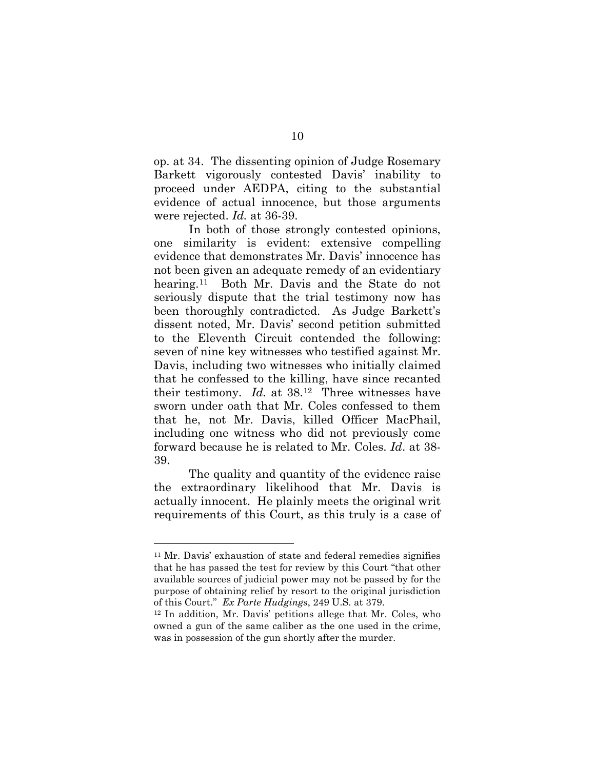op. at 34. The dissenting opinion of Judge Rosemary Barkett vigorously contested Davis' inability to proceed under AEDPA, citing to the substantial evidence of actual innocence, but those arguments were rejected. *Id.* at 36-39.

In both of those strongly contested opinions, one similarity is evident: extensive compelling evidence that demonstrates Mr. Davis' innocence has not been given an adequate remedy of an evidentiary hearing.[11] Both Mr. Davis and the State do not seriously dispute that the trial testimony now has been thoroughly contradicted. As Judge Barkett's dissent noted, Mr. Davis' second petition submitted to the Eleventh Circuit contended the following: seven of nine key witnesses who testified against Mr. Davis, including two witnesses who initially claimed that he confessed to the killing, have since recanted their testimony. *Id.* at 38.[12] Three witnesses have sworn under oath that Mr. Coles confessed to them that he, not Mr. Davis, killed Officer MacPhail, including one witness who did not previously come forward because he is related to Mr. Coles. *Id*. at 38-39.

The quality and quantity of the evidence raise the extraordinary likelihood that Mr. Davis is actually innocent. He plainly meets the original writ requirements of this Court, as this truly is a case of

---

[11] Mr. Davis' exhaustion of state and federal remedies signifies that he has passed the test for review by this Court "that other available sources of judicial power may not be passed by for the purpose of obtaining relief by resort to the original jurisdiction of this Court." *Ex Parte Hudgings*, 249 U.S. at 379.

[12] In addition, Mr. Davis' petitions allege that Mr. Coles, who owned a gun of the same caliber as the one used in the crime, was in possession of the gun shortly after the murder.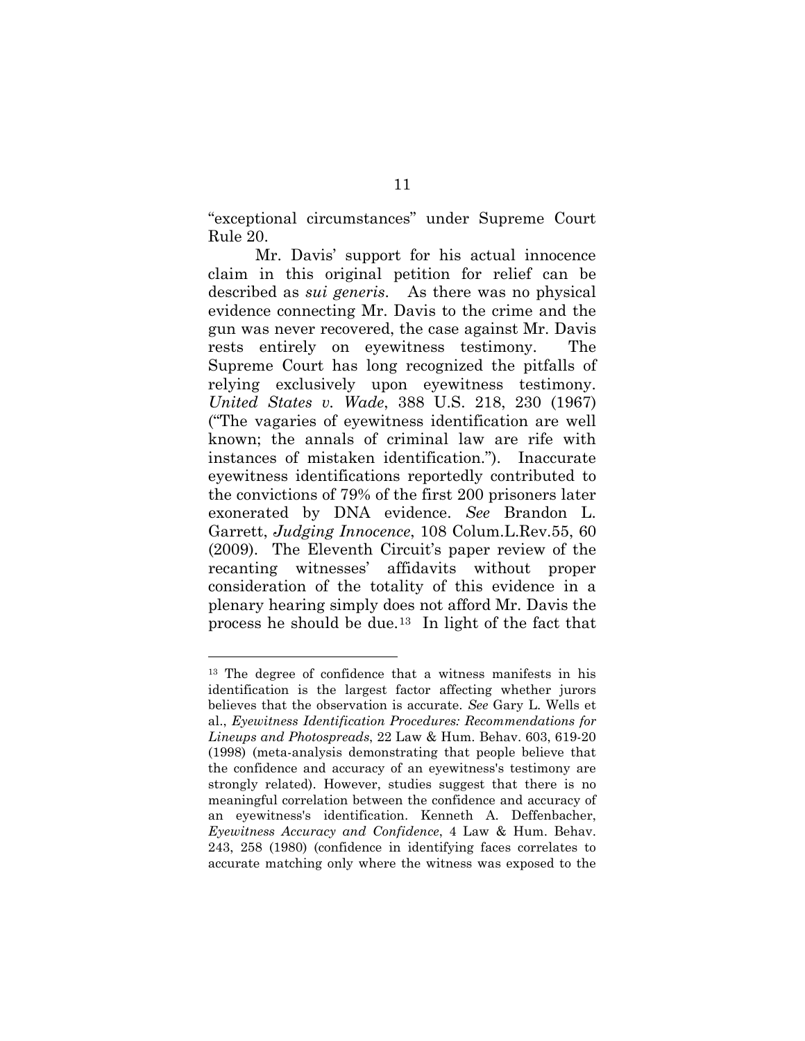"exceptional circumstances" under Supreme Court Rule 20.

Mr. Davis' support for his actual innocence claim in this original petition for relief can be described as *sui generis*. As there was no physical evidence connecting Mr. Davis to the crime and the gun was never recovered, the case against Mr. Davis rests entirely on eyewitness testimony. The Supreme Court has long recognized the pitfalls of relying exclusively upon eyewitness testimony. *United States v. Wade*, 388 U.S. 218, 230 (1967) ("The vagaries of eyewitness identification are well known; the annals of criminal law are rife with instances of mistaken identification."). Inaccurate eyewitness identifications reportedly contributed to the convictions of 79% of the first 200 prisoners later exonerated by DNA evidence. *See* Brandon L. Garrett, *Judging Innocence*, 108 Colum.L.Rev.55, 60 (2009). The Eleventh Circuit's paper review of the recanting witnesses' affidavits without proper consideration of the totality of this evidence in a plenary hearing simply does not afford Mr. Davis the process he should be due.[13] In light of the fact that

---

[13] The degree of confidence that a witness manifests in his identification is the largest factor affecting whether jurors believes that the observation is accurate. *See* Gary L. Wells et al., *Eyewitness Identification Procedures: Recommendations for Lineups and Photospreads*, 22 Law & Hum. Behav. 603, 619-20 (1998) (meta-analysis demonstrating that people believe that the confidence and accuracy of an eyewitness's testimony are strongly related). However, studies suggest that there is no meaningful correlation between the confidence and accuracy of an eyewitness's identification. Kenneth A. Deffenbacher, *Eyewitness Accuracy and Confidence*, 4 Law & Hum. Behav. 243, 258 (1980) (confidence in identifying faces correlates to accurate matching only where the witness was exposed to the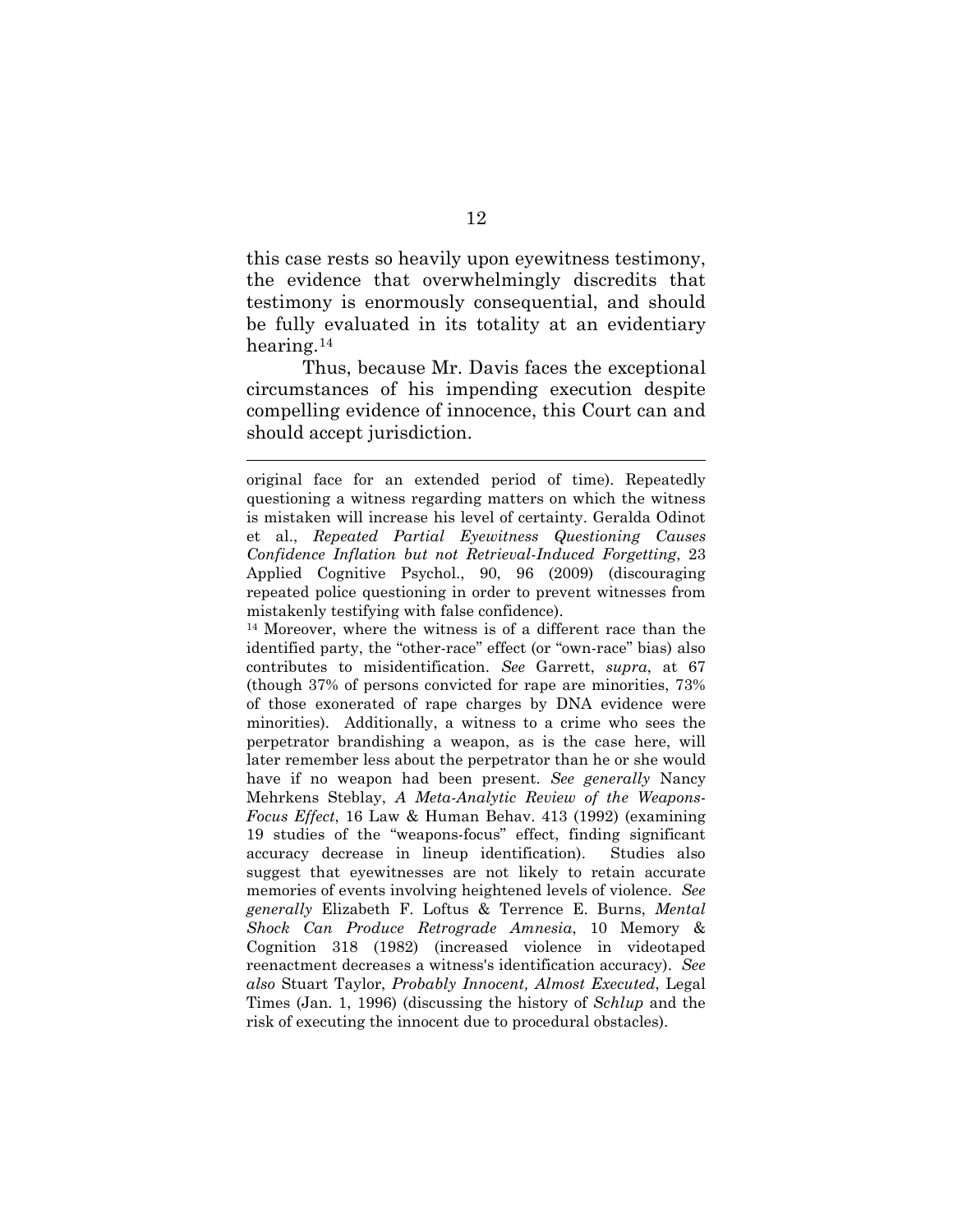this case rests so heavily upon eyewitness testimony, the evidence that overwhelmingly discredits that testimony is enormously consequential, and should be fully evaluated in its totality at an evidentiary hearing.[14]

Thus, because Mr. Davis faces the exceptional circumstances of his impending execution despite compelling evidence of innocence, this Court can and should accept jurisdiction.

---

original face for an extended period of time). Repeatedly questioning a witness regarding matters on which the witness is mistaken will increase his level of certainty. Geralda Odinot et al., *Repeated Partial Eyewitness Questioning Causes Confidence Inflation but not Retrieval-Induced Forgetting*, 23 Applied Cognitive Psychol., 90, 96 (2009) (discouraging repeated police questioning in order to prevent witnesses from mistakenly testifying with false confidence).

[14] Moreover, where the witness is of a different race than the identified party, the "other-race" effect (or "own-race" bias) also contributes to misidentification. *See* Garrett, *supra*, at 67 (though 37% of persons convicted for rape are minorities, 73% of those exonerated of rape charges by DNA evidence were minorities). Additionally, a witness to a crime who sees the perpetrator brandishing a weapon, as is the case here, will later remember less about the perpetrator than he or she would have if no weapon had been present. *See generally* Nancy Mehrkens Steblay, *A Meta-Analytic Review of the Weapons-Focus Effect*, 16 Law & Human Behav. 413 (1992) (examining 19 studies of the "weapons-focus" effect, finding significant accuracy decrease in lineup identification). Studies also suggest that eyewitnesses are not likely to retain accurate memories of events involving heightened levels of violence. *See generally* Elizabeth F. Loftus & Terrence E. Burns, *Mental Shock Can Produce Retrograde Amnesia*, 10 Memory & Cognition 318 (1982) (increased violence in videotaped reenactment decreases a witness's identification accuracy). *See also* Stuart Taylor, *Probably Innocent, Almost Executed*, Legal Times (Jan. 1, 1996) (discussing the history of *Schlup* and the risk of executing the innocent due to procedural obstacles).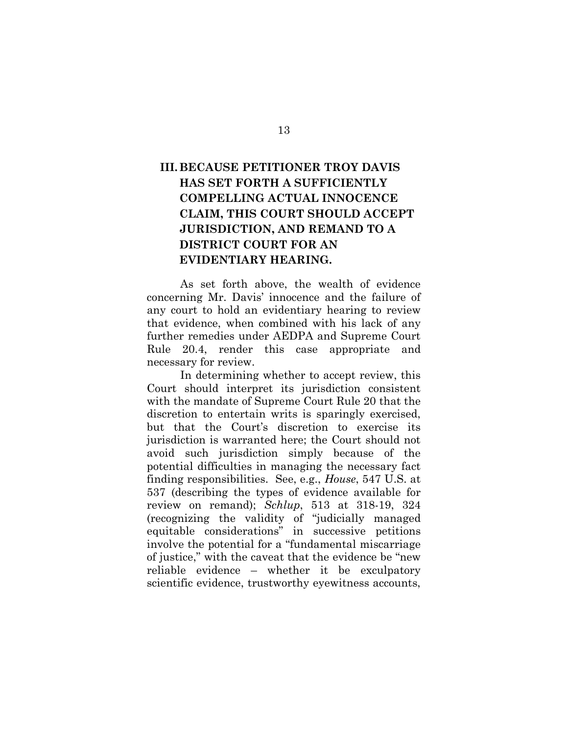## III. BECAUSE PETITIONER TROY DAVIS HAS SET FORTH A SUFFICIENTLY COMPELLING ACTUAL INNOCENCE CLAIM, THIS COURT SHOULD ACCEPT JURISDICTION, AND REMAND TO A DISTRICT COURT FOR AN EVIDENTIARY HEARING.

As set forth above, the wealth of evidence concerning Mr. Davis' innocence and the failure of any court to hold an evidentiary hearing to review that evidence, when combined with his lack of any further remedies under AEDPA and Supreme Court Rule 20.4, render this case appropriate and necessary for review.

In determining whether to accept review, this Court should interpret its jurisdiction consistent with the mandate of Supreme Court Rule 20 that the discretion to entertain writs is sparingly exercised, but that the Court's discretion to exercise its jurisdiction is warranted here; the Court should not avoid such jurisdiction simply because of the potential difficulties in managing the necessary fact finding responsibilities. See, e.g., *House*, 547 U.S. at 537 (describing the types of evidence available for review on remand); *Schlup*, 513 at 318-19, 324 (recognizing the validity of "judicially managed equitable considerations" in successive petitions involve the potential for a "fundamental miscarriage of justice," with the caveat that the evidence be "new reliable evidence – whether it be exculpatory scientific evidence, trustworthy eyewitness accounts,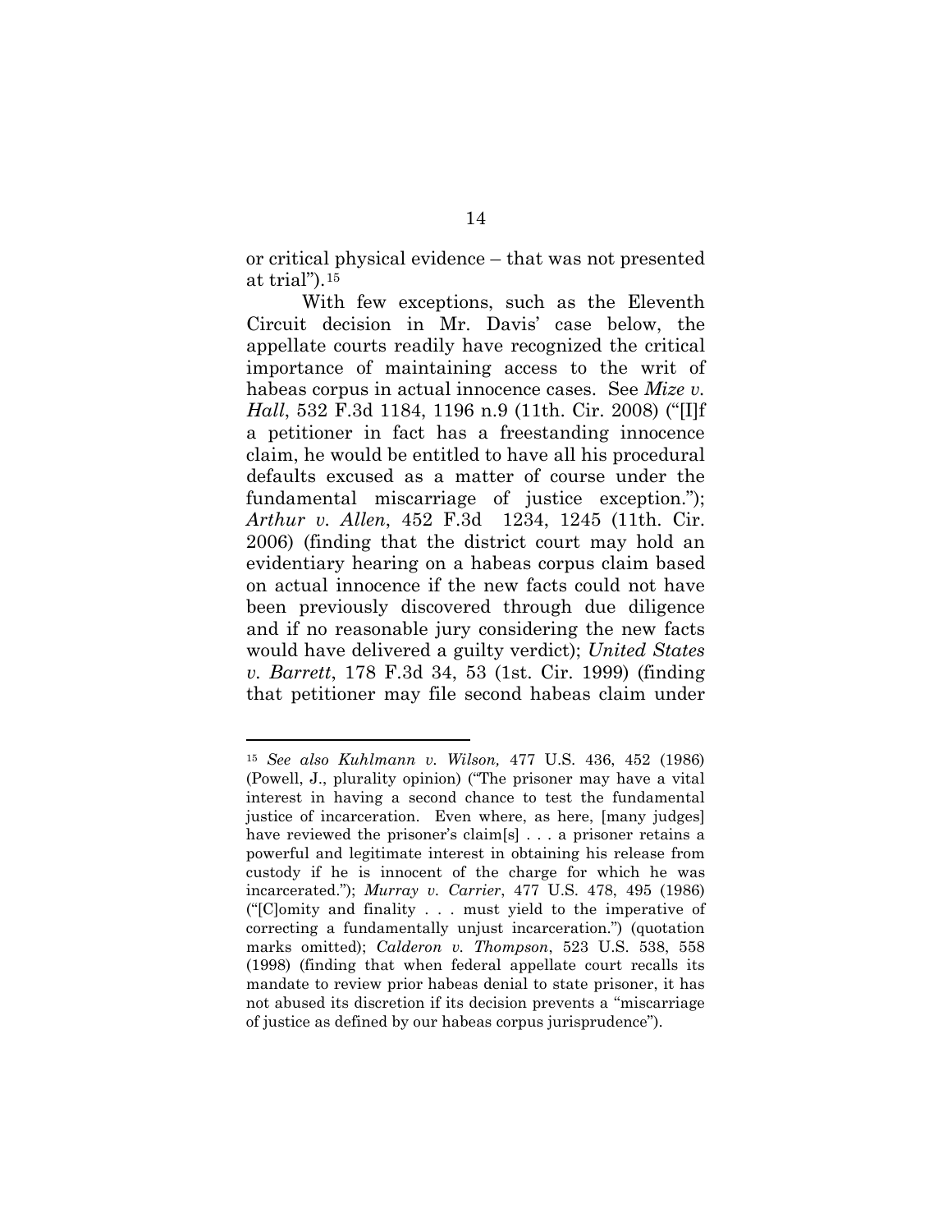or critical physical evidence – that was not presented at trial").[15]

With few exceptions, such as the Eleventh Circuit decision in Mr. Davis' case below, the appellate courts readily have recognized the critical importance of maintaining access to the writ of habeas corpus in actual innocence cases. See *Mize v. Hall*, 532 F.3d 1184, 1196 n.9 (11th. Cir. 2008) ("[I]f a petitioner in fact has a freestanding innocence claim, he would be entitled to have all his procedural defaults excused as a matter of course under the fundamental miscarriage of justice exception."); *Arthur v. Allen*, 452 F.3d 1234, 1245 (11th. Cir. 2006) (finding that the district court may hold an evidentiary hearing on a habeas corpus claim based on actual innocence if the new facts could not have been previously discovered through due diligence and if no reasonable jury considering the new facts would have delivered a guilty verdict); *United States v. Barrett*, 178 F.3d 34, 53 (1st. Cir. 1999) (finding that petitioner may file second habeas claim under

---

[15] *See also Kuhlmann v. Wilson,* 477 U.S. 436, 452 (1986) (Powell, J., plurality opinion) ("The prisoner may have a vital interest in having a second chance to test the fundamental justice of incarceration. Even where, as here, [many judges] have reviewed the prisoner's claim[s] . . . a prisoner retains a powerful and legitimate interest in obtaining his release from custody if he is innocent of the charge for which he was incarcerated."); *Murray v. Carrier*, 477 U.S. 478, 495 (1986) ("[C]omity and finality . . . must yield to the imperative of correcting a fundamentally unjust incarceration.") (quotation marks omitted); *Calderon v. Thompson*, 523 U.S. 538, 558 (1998) (finding that when federal appellate court recalls its mandate to review prior habeas denial to state prisoner, it has not abused its discretion if its decision prevents a "miscarriage of justice as defined by our habeas corpus jurisprudence").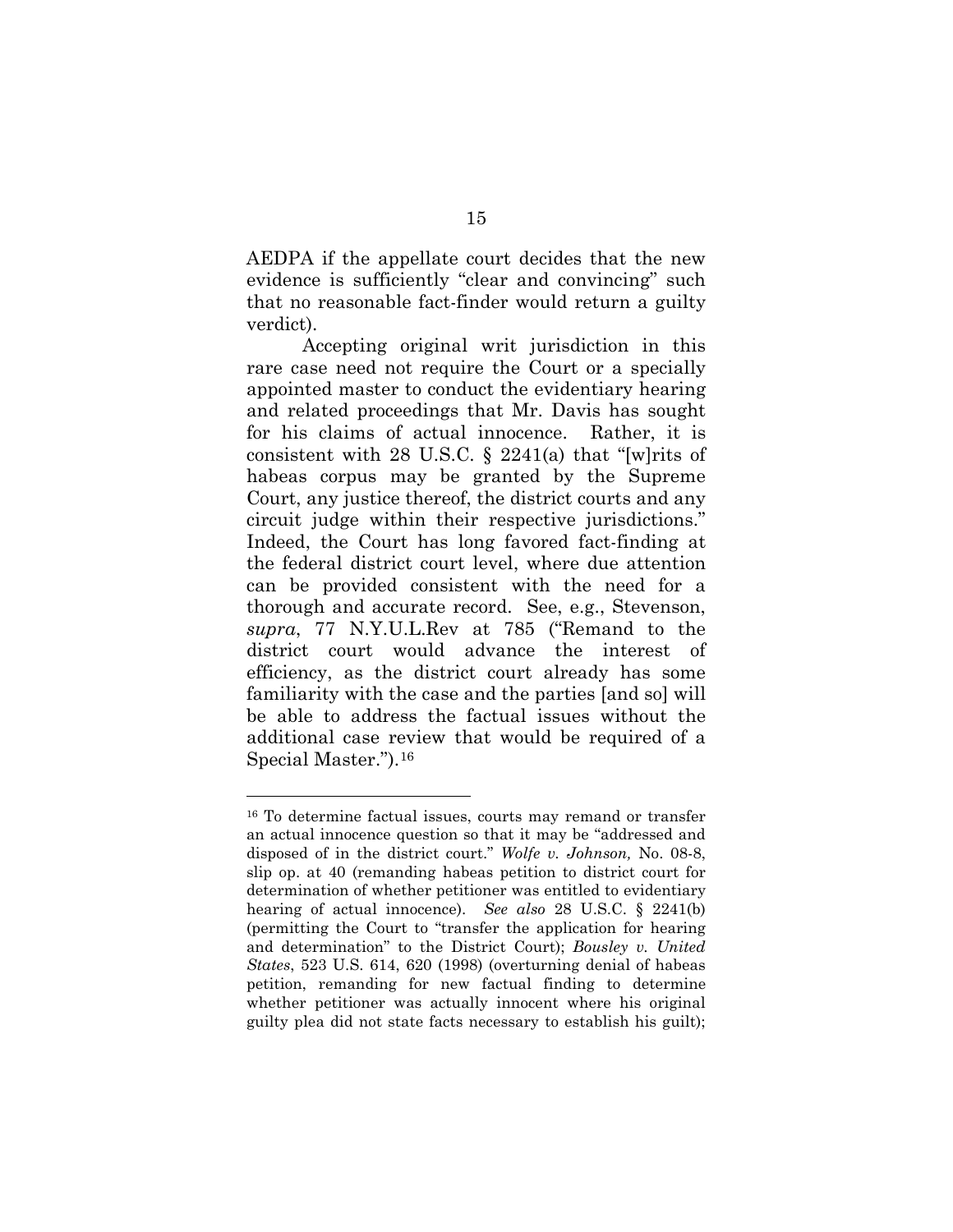AEDPA if the appellate court decides that the new evidence is sufficiently "clear and convincing" such that no reasonable fact-finder would return a guilty verdict).

Accepting original writ jurisdiction in this rare case need not require the Court or a specially appointed master to conduct the evidentiary hearing and related proceedings that Mr. Davis has sought for his claims of actual innocence. Rather, it is consistent with 28 U.S.C. § 2241(a) that "[w]rits of habeas corpus may be granted by the Supreme Court, any justice thereof, the district courts and any circuit judge within their respective jurisdictions." Indeed, the Court has long favored fact-finding at the federal district court level, where due attention can be provided consistent with the need for a thorough and accurate record. See, e.g., Stevenson, *supra*, 77 N.Y.U.L.Rev at 785 ("Remand to the district court would advance the interest of efficiency, as the district court already has some familiarity with the case and the parties [and so] will be able to address the factual issues without the additional case review that would be required of a Special Master.").[16]

---

[16] To determine factual issues, courts may remand or transfer an actual innocence question so that it may be "addressed and disposed of in the district court." *Wolfe v. Johnson,* No. 08-8, slip op. at 40 (remanding habeas petition to district court for determination of whether petitioner was entitled to evidentiary hearing of actual innocence). *See also* 28 U.S.C. § 2241(b) (permitting the Court to "transfer the application for hearing and determination" to the District Court); *Bousley v. United States*, 523 U.S. 614, 620 (1998) (overturning denial of habeas petition, remanding for new factual finding to determine whether petitioner was actually innocent where his original guilty plea did not state facts necessary to establish his guilt);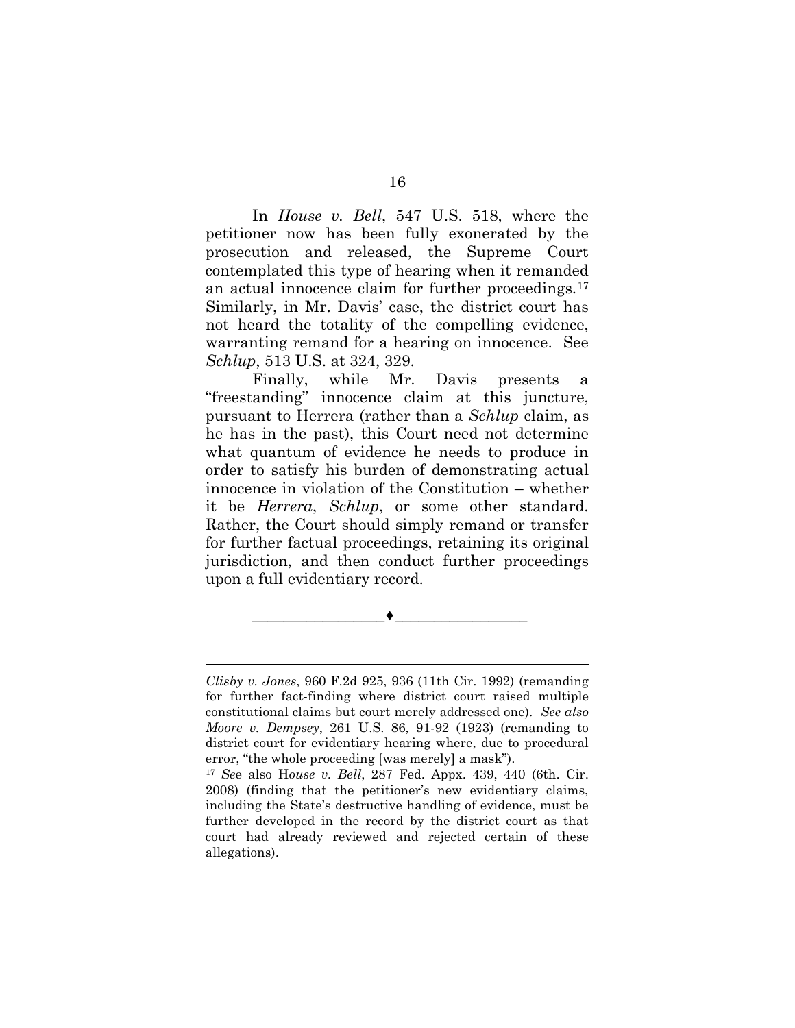In *House v. Bell*, 547 U.S. 518, where the petitioner now has been fully exonerated by the prosecution and released, the Supreme Court contemplated this type of hearing when it remanded an actual innocence claim for further proceedings.[17] Similarly, in Mr. Davis' case, the district court has not heard the totality of the compelling evidence, warranting remand for a hearing on innocence. See *Schlup*, 513 U.S. at 324, 329.

Finally, while Mr. Davis presents a "freestanding" innocence claim at this juncture, pursuant to Herrera (rather than a *Schlup* claim, as he has in the past), this Court need not determine what quantum of evidence he needs to produce in order to satisfy his burden of demonstrating actual innocence in violation of the Constitution – whether it be *Herrera*, *Schlup*, or some other standard. Rather, the Court should simply remand or transfer for further factual proceedings, retaining its original jurisdiction, and then conduct further proceedings upon a full evidentiary record.

________________♦________________

---

*Clisby v. Jones*, 960 F.2d 925, 936 (11th Cir. 1992) (remanding for further fact-finding where district court raised multiple constitutional claims but court merely addressed one). *See also Moore v. Dempsey*, 261 U.S. 86, 91-92 (1923) (remanding to district court for evidentiary hearing where, due to procedural error, "the whole proceeding [was merely] a mask").

[17] *See* also H*ouse v. Bell*, 287 Fed. Appx. 439, 440 (6th. Cir. 2008) (finding that the petitioner's new evidentiary claims, including the State's destructive handling of evidence, must be further developed in the record by the district court as that court had already reviewed and rejected certain of these allegations).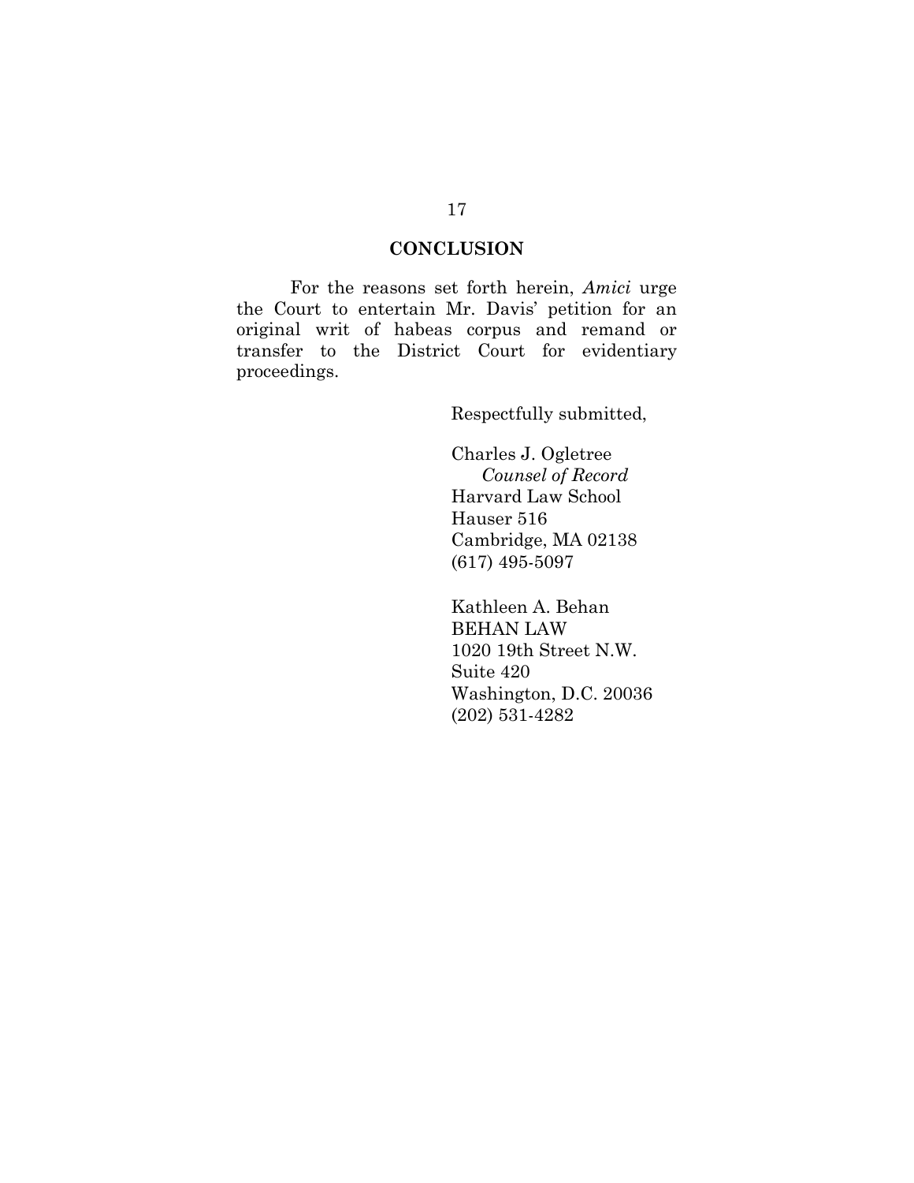## CONCLUSION

For the reasons set forth herein, *Amici* urge the Court to entertain Mr. Davis' petition for an original writ of habeas corpus and remand or transfer to the District Court for evidentiary proceedings.

Respectfully submitted,

Charles J. Ogletree
*Counsel of Record*
Harvard Law School
Hauser 516
Cambridge, MA 02138
(617) 495-5097

Kathleen A. Behan
BEHAN LAW
1020 19th Street N.W.
Suite 420
Washington, D.C. 20036
(202) 531-4282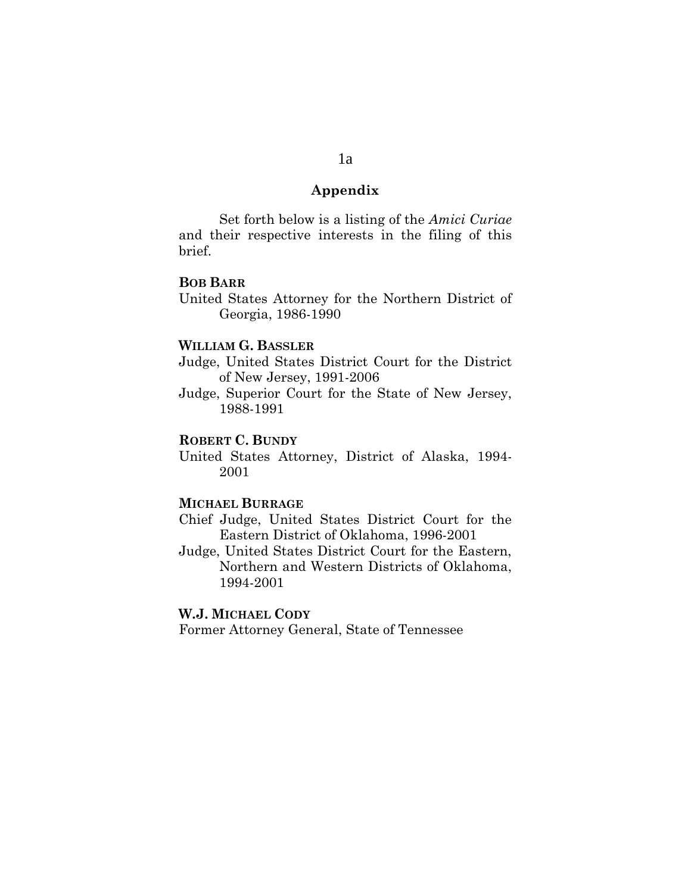## Appendix

Set forth below is a listing of the *Amici Curiae* and their respective interests in the filing of this brief.

**BOB BARR**

United States Attorney for the Northern District of Georgia, 1986-1990

**WILLIAM G. BASSLER**

Judge, United States District Court for the District of New Jersey, 1991-2006

Judge, Superior Court for the State of New Jersey, 1988-1991

**ROBERT C. BUNDY**

United States Attorney, District of Alaska, 1994-2001

**MICHAEL BURRAGE**

Chief Judge, United States District Court for the Eastern District of Oklahoma, 1996-2001

Judge, United States District Court for the Eastern, Northern and Western Districts of Oklahoma, 1994-2001

**W.J. MICHAEL CODY**

Former Attorney General, State of Tennessee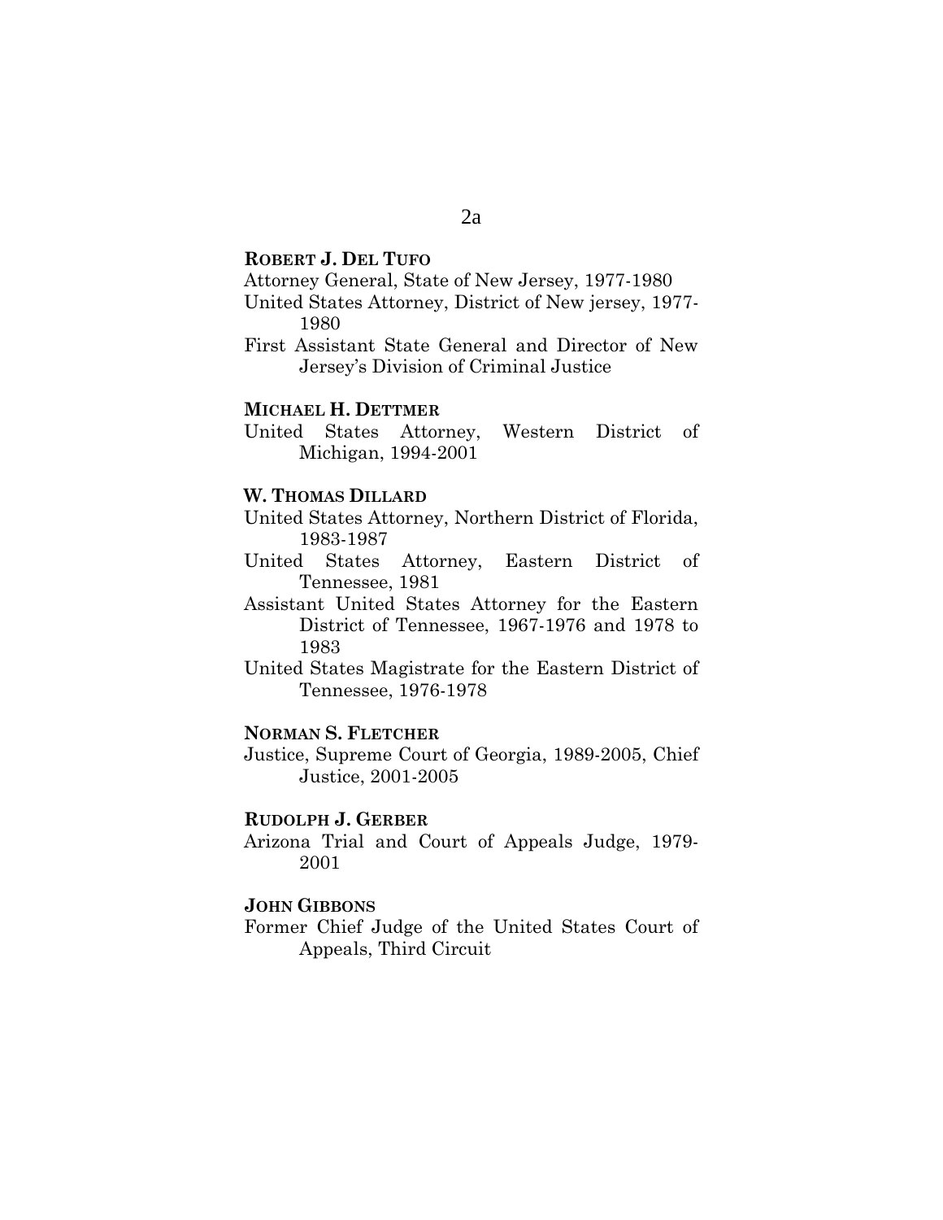**ROBERT J. DEL TUFO**

Attorney General, State of New Jersey, 1977-1980

United States Attorney, District of New jersey, 1977-1980

First Assistant State General and Director of New Jersey's Division of Criminal Justice

**MICHAEL H. DETTMER**

United States Attorney, Western District of Michigan, 1994-2001

**W. THOMAS DILLARD**

United States Attorney, Northern District of Florida, 1983-1987

United States Attorney, Eastern District of Tennessee, 1981

Assistant United States Attorney for the Eastern District of Tennessee, 1967-1976 and 1978 to 1983

United States Magistrate for the Eastern District of Tennessee, 1976-1978

**NORMAN S. FLETCHER**

Justice, Supreme Court of Georgia, 1989-2005, Chief Justice, 2001-2005

**RUDOLPH J. GERBER**

Arizona Trial and Court of Appeals Judge, 1979-2001

**JOHN GIBBONS**

Former Chief Judge of the United States Court of Appeals, Third Circuit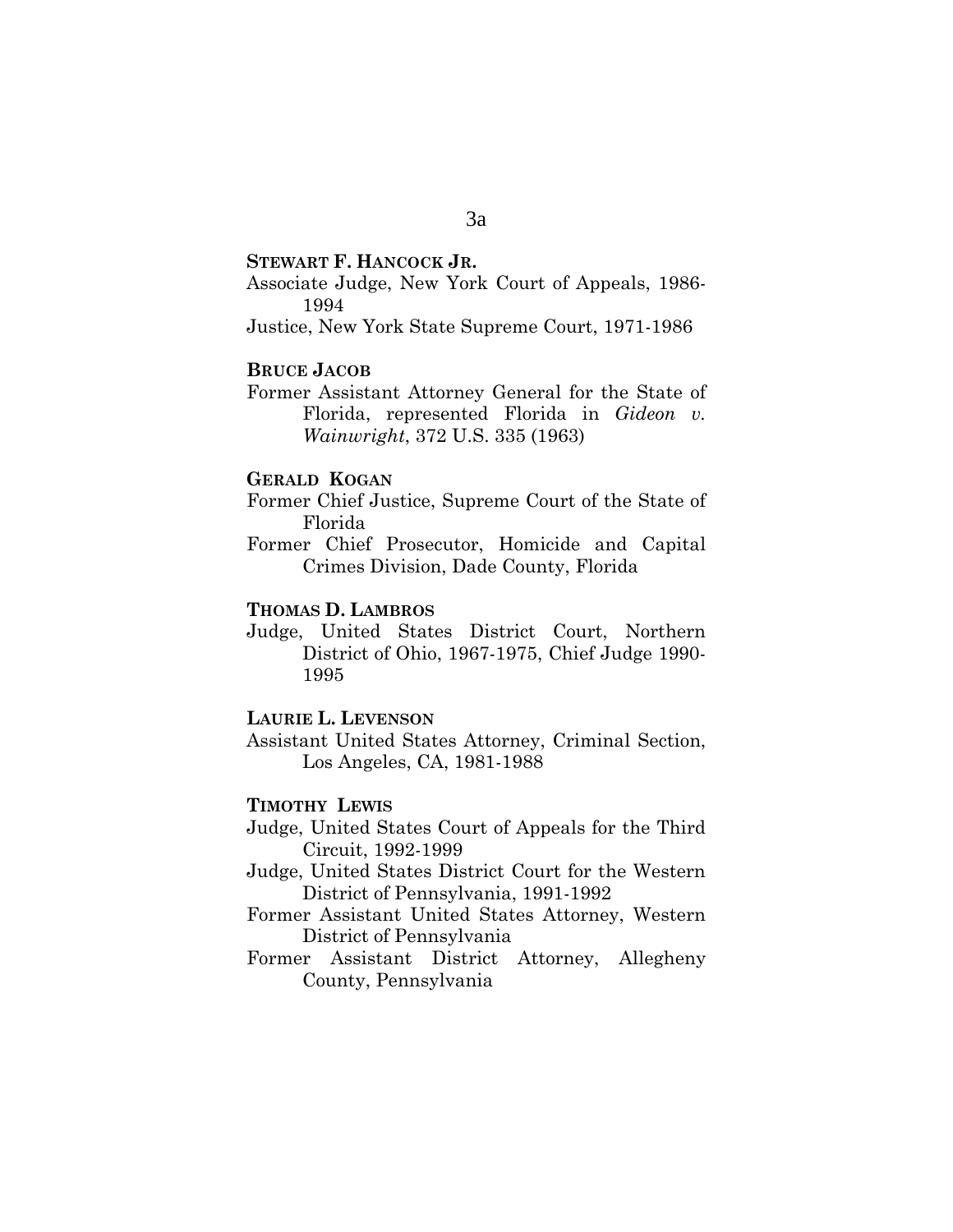**STEWART F. HANCOCK JR.**

Associate Judge, New York Court of Appeals, 1986-1994

Justice, New York State Supreme Court, 1971-1986

**BRUCE JACOB**

Former Assistant Attorney General for the State of Florida, represented Florida in *Gideon v. Wainwright*, 372 U.S. 335 (1963)

**GERALD KOGAN**

Former Chief Justice, Supreme Court of the State of Florida

Former Chief Prosecutor, Homicide and Capital Crimes Division, Dade County, Florida

**THOMAS D. LAMBROS**

Judge, United States District Court, Northern District of Ohio, 1967-1975, Chief Judge 1990-1995

**LAURIE L. LEVENSON**

Assistant United States Attorney, Criminal Section, Los Angeles, CA, 1981-1988

**TIMOTHY LEWIS**

Judge, United States Court of Appeals for the Third Circuit, 1992-1999

Judge, United States District Court for the Western District of Pennsylvania, 1991-1992

Former Assistant United States Attorney, Western District of Pennsylvania

Former Assistant District Attorney, Allegheny County, Pennsylvania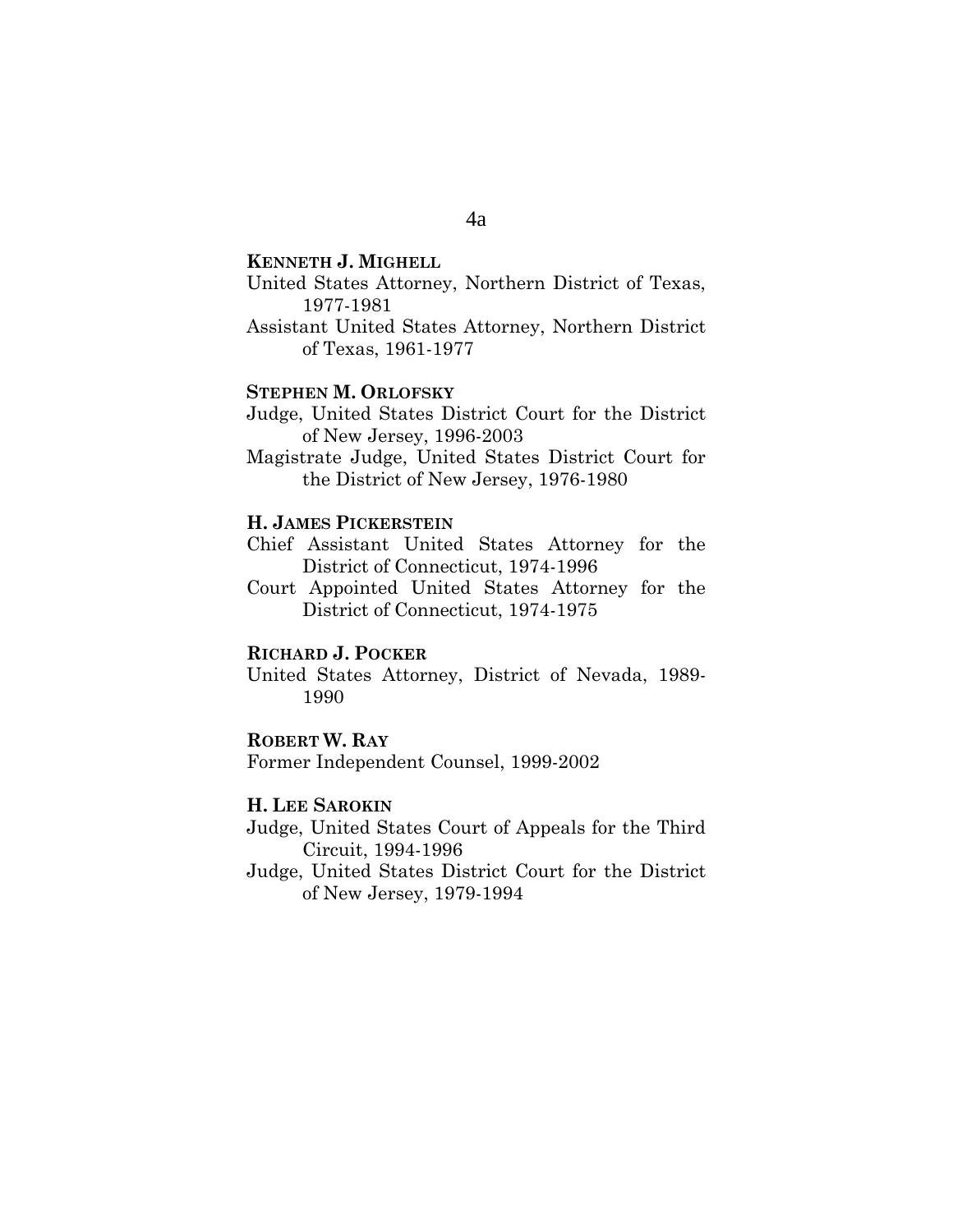**KENNETH J. MIGHELL**

United States Attorney, Northern District of Texas, 1977-1981

Assistant United States Attorney, Northern District of Texas, 1961-1977

**STEPHEN M. ORLOFSKY**

Judge, United States District Court for the District of New Jersey, 1996-2003

Magistrate Judge, United States District Court for the District of New Jersey, 1976-1980

**H. JAMES PICKERSTEIN**

Chief Assistant United States Attorney for the District of Connecticut, 1974-1996

Court Appointed United States Attorney for the District of Connecticut, 1974-1975

**RICHARD J. POCKER**

United States Attorney, District of Nevada, 1989-1990

**ROBERT W. RAY**

Former Independent Counsel, 1999-2002

**H. LEE SAROKIN**

Judge, United States Court of Appeals for the Third Circuit, 1994-1996

Judge, United States District Court for the District of New Jersey, 1979-1994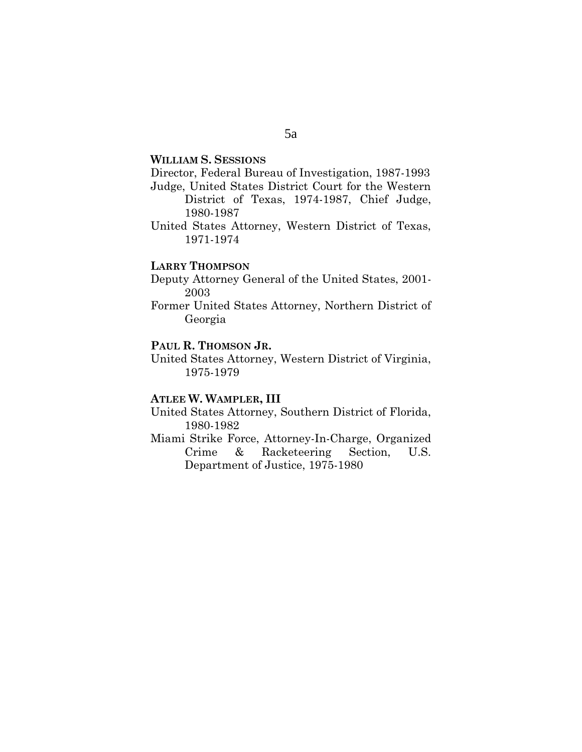**WILLIAM S. SESSIONS**

Director, Federal Bureau of Investigation, 1987-1993

Judge, United States District Court for the Western District of Texas, 1974-1987, Chief Judge, 1980-1987

United States Attorney, Western District of Texas, 1971-1974

**LARRY THOMPSON**

Deputy Attorney General of the United States, 2001-2003

Former United States Attorney, Northern District of Georgia

**PAUL R. THOMSON JR.**

United States Attorney, Western District of Virginia, 1975-1979

**ATLEE W. WAMPLER, III**

United States Attorney, Southern District of Florida, 1980-1982

Miami Strike Force, Attorney-In-Charge, Organized Crime & Racketeering Section, U.S. Department of Justice, 1975-1980